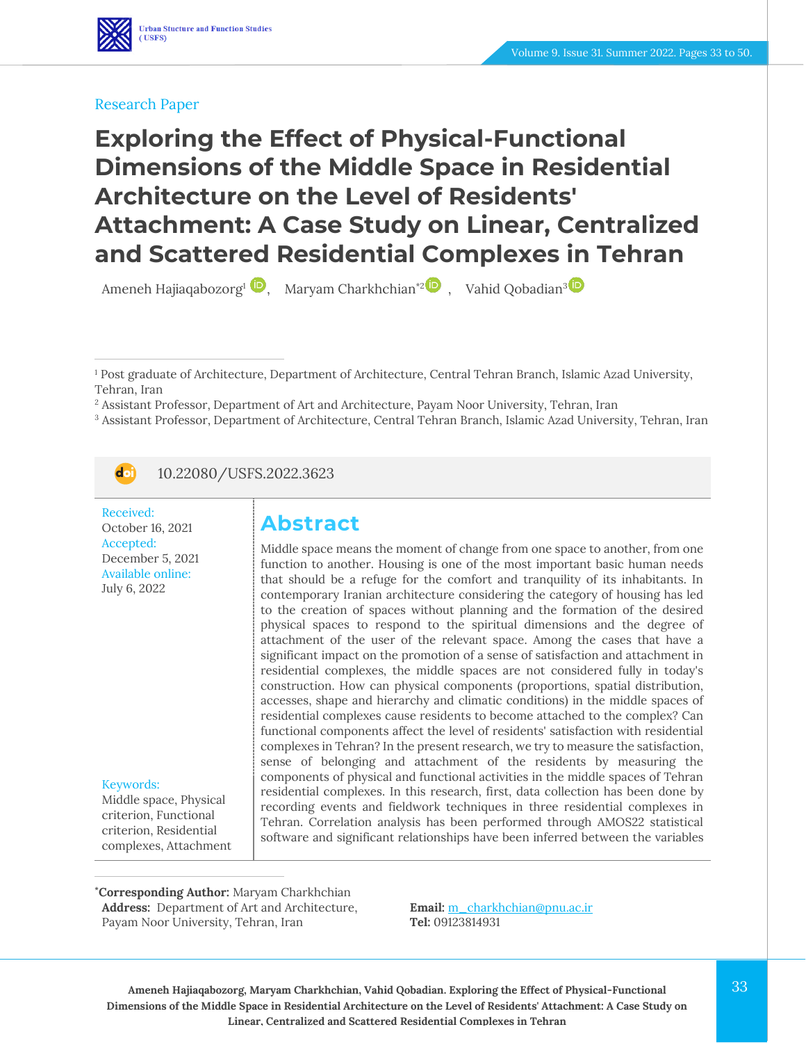Research Paper

# Exploring the Effect of Physical-Functional Dimensions of the Middle Space in Residential Architecture on the Level of Residents' Attachment: A Case Study on Linear, Centralized and Scattered Residential Complexes in Tehran

Ameneh Hajiaqabozorg[1], Maryam Charkhchian[*2], Vahid Qobadian[3]

[1] Post graduate of Architecture, Department of Architecture, Central Tehran Branch, Islamic Azad University, Tehran, Iran
[2] Assistant Professor, Department of Art and Architecture, Payam Noor University, Tehran, Iran
[3] Assistant Professor, Department of Architecture, Central Tehran Branch, Islamic Azad University, Tehran, Iran

10.22080/USFS.2022.3623

Received: October 16, 2021
Accepted: December 5, 2021
Available online: July 6, 2022

Keywords: Middle space, Physical criterion, Functional criterion, Residential complexes, Attachment

## Abstract

Middle space means the moment of change from one space to another, from one function to another. Housing is one of the most important basic human needs that should be a refuge for the comfort and tranquility of its inhabitants. In contemporary Iranian architecture considering the category of housing has led to the creation of spaces without planning and the formation of the desired physical spaces to respond to the spiritual dimensions and the degree of attachment of the user of the relevant space. Among the cases that have a significant impact on the promotion of a sense of satisfaction and attachment in residential complexes, the middle spaces are not considered fully in today's construction. How can physical components (proportions, spatial distribution, accesses, shape and hierarchy and climatic conditions) in the middle spaces of residential complexes cause residents to become attached to the complex? Can functional components affect the level of residents' satisfaction with residential complexes in Tehran? In the present research, we try to measure the satisfaction, sense of belonging and attachment of the residents by measuring the components of physical and functional activities in the middle spaces of Tehran residential complexes. In this research, first, data collection has been done by recording events and fieldwork techniques in three residential complexes in Tehran. Correlation analysis has been performed through AMOS22 statistical software and significant relationships have been inferred between the variables

**\*Corresponding Author:** Maryam Charkhchian
**Address:** Department of Art and Architecture, Payam Noor University, Tehran, Iran
**Email:** m_charkhchian@pnu.ac.ir
**Tel:** 09123814931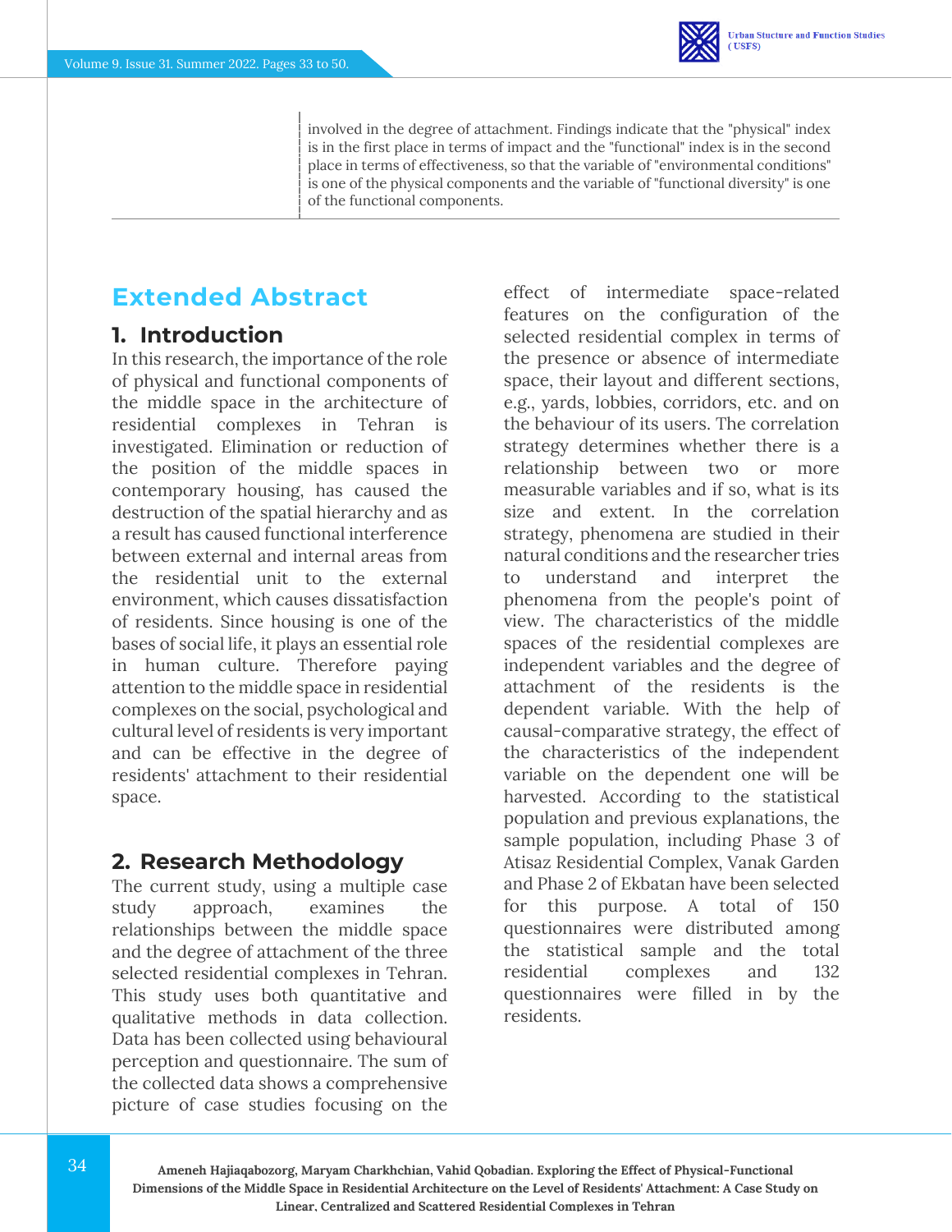involved in the degree of attachment. Findings indicate that the "physical" index is in the first place in terms of impact and the "functional" index is in the second place in terms of effectiveness, so that the variable of "environmental conditions" is one of the physical components and the variable of "functional diversity" is one of the functional components.

## Extended Abstract

### 1. Introduction

In this research, the importance of the role of physical and functional components of the middle space in the architecture of residential complexes in Tehran is investigated. Elimination or reduction of the position of the middle spaces in contemporary housing, has caused the destruction of the spatial hierarchy and as a result has caused functional interference between external and internal areas from the residential unit to the external environment, which causes dissatisfaction of residents. Since housing is one of the bases of social life, it plays an essential role in human culture. Therefore paying attention to the middle space in residential complexes on the social, psychological and cultural level of residents is very important and can be effective in the degree of residents' attachment to their residential space.

### 2. Research Methodology

The current study, using a multiple case study approach, examines the relationships between the middle space and the degree of attachment of the three selected residential complexes in Tehran. This study uses both quantitative and qualitative methods in data collection. Data has been collected using behavioural perception and questionnaire. The sum of the collected data shows a comprehensive picture of case studies focusing on the effect of intermediate space-related features on the configuration of the selected residential complex in terms of the presence or absence of intermediate space, their layout and different sections, e.g., yards, lobbies, corridors, etc. and on the behaviour of its users. The correlation strategy determines whether there is a relationship between two or more measurable variables and if so, what is its size and extent. In the correlation strategy, phenomena are studied in their natural conditions and the researcher tries to understand and interpret the phenomena from the people's point of view. The characteristics of the middle spaces of the residential complexes are independent variables and the degree of attachment of the residents is the dependent variable. With the help of causal-comparative strategy, the effect of the characteristics of the independent variable on the dependent one will be harvested. According to the statistical population and previous explanations, the sample population, including Phase 3 of Atisaz Residential Complex, Vanak Garden and Phase 2 of Ekbatan have been selected for this purpose. A total of 150 questionnaires were distributed among the statistical sample and the total residential complexes and 132 questionnaires were filled in by the residents.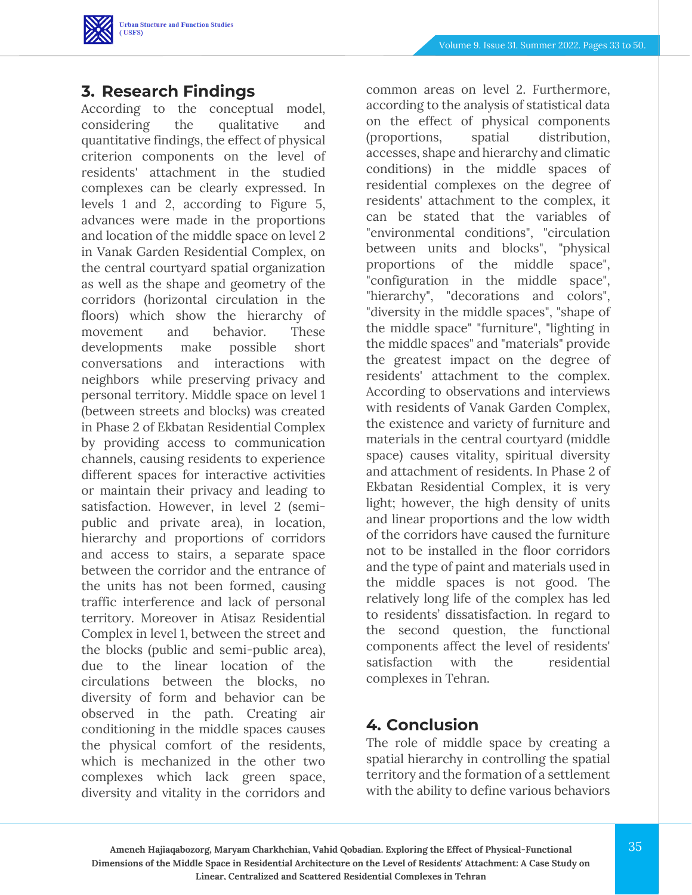## 3. Research Findings

According to the conceptual model, considering the qualitative and quantitative findings, the effect of physical criterion components on the level of residents' attachment in the studied complexes can be clearly expressed. In levels 1 and 2, according to Figure 5, advances were made in the proportions and location of the middle space on level 2 in Vanak Garden Residential Complex, on the central courtyard spatial organization as well as the shape and geometry of the corridors (horizontal circulation in the floors) which show the hierarchy of movement and behavior. These developments make possible short conversations and interactions with neighbors while preserving privacy and personal territory. Middle space on level 1 (between streets and blocks) was created in Phase 2 of Ekbatan Residential Complex by providing access to communication channels, causing residents to experience different spaces for interactive activities or maintain their privacy and leading to satisfaction. However, in level 2 (semi-public and private area), in location, hierarchy and proportions of corridors and access to stairs, a separate space between the corridor and the entrance of the units has not been formed, causing traffic interference and lack of personal territory. Moreover in Atisaz Residential Complex in level 1, between the street and the blocks (public and semi-public area), due to the linear location of the circulations between the blocks, no diversity of form and behavior can be observed in the path. Creating air conditioning in the middle spaces causes the physical comfort of the residents, which is mechanized in the other two complexes which lack green space, diversity and vitality in the corridors and common areas on level 2. Furthermore, according to the analysis of statistical data on the effect of physical components (proportions, spatial distribution, accesses, shape and hierarchy and climatic conditions) in the middle spaces of residential complexes on the degree of residents' attachment to the complex, it can be stated that the variables of "environmental conditions", "circulation between units and blocks", "physical proportions of the middle space", "configuration in the middle space", "hierarchy", "decorations and colors", "diversity in the middle spaces", "shape of the middle space" "furniture", "lighting in the middle spaces" and "materials" provide the greatest impact on the degree of residents' attachment to the complex. According to observations and interviews with residents of Vanak Garden Complex, the existence and variety of furniture and materials in the central courtyard (middle space) causes vitality, spiritual diversity and attachment of residents. In Phase 2 of Ekbatan Residential Complex, it is very light; however, the high density of units and linear proportions and the low width of the corridors have caused the furniture not to be installed in the floor corridors and the type of paint and materials used in the middle spaces is not good. The relatively long life of the complex has led to residents' dissatisfaction. In regard to the second question, the functional components affect the level of residents' satisfaction with the residential complexes in Tehran.

## 4. Conclusion

The role of middle space by creating a spatial hierarchy in controlling the spatial territory and the formation of a settlement with the ability to define various behaviors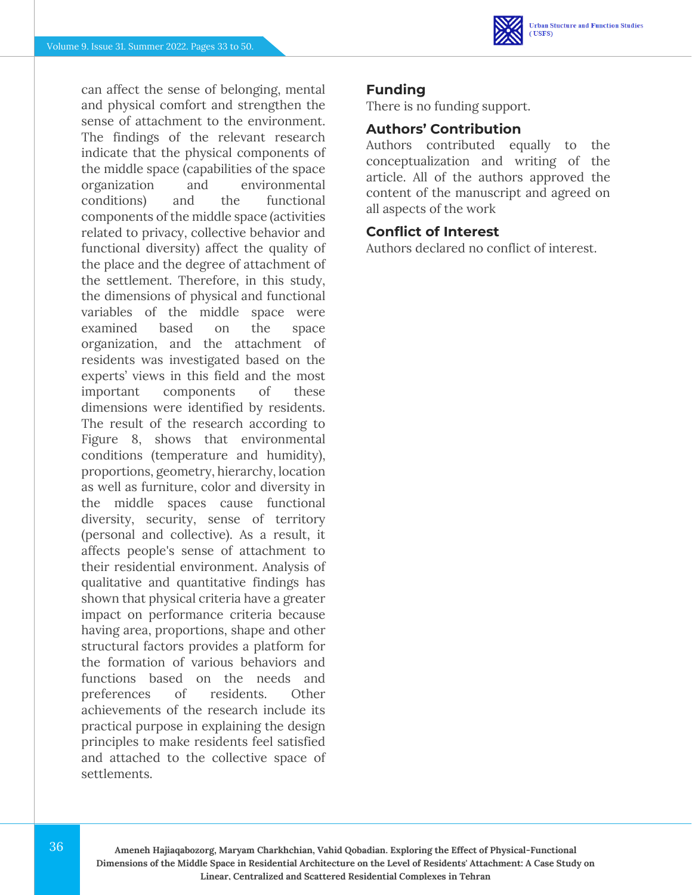can affect the sense of belonging, mental and physical comfort and strengthen the sense of attachment to the environment. The findings of the relevant research indicate that the physical components of the middle space (capabilities of the space organization and environmental conditions) and the functional components of the middle space (activities related to privacy, collective behavior and functional diversity) affect the quality of the place and the degree of attachment of the settlement. Therefore, in this study, the dimensions of physical and functional variables of the middle space were examined based on the space organization, and the attachment of residents was investigated based on the experts' views in this field and the most important components of these dimensions were identified by residents. The result of the research according to Figure 8, shows that environmental conditions (temperature and humidity), proportions, geometry, hierarchy, location as well as furniture, color and diversity in the middle spaces cause functional diversity, security, sense of territory (personal and collective). As a result, it affects people's sense of attachment to their residential environment. Analysis of qualitative and quantitative findings has shown that physical criteria have a greater impact on performance criteria because having area, proportions, shape and other structural factors provides a platform for the formation of various behaviors and functions based on the needs and preferences of residents. Other achievements of the research include its practical purpose in explaining the design principles to make residents feel satisfied and attached to the collective space of settlements.

## Funding

There is no funding support.

## Authors' Contribution

Authors contributed equally to the conceptualization and writing of the article. All of the authors approved the content of the manuscript and agreed on all aspects of the work

## Conflict of Interest

Authors declared no conflict of interest.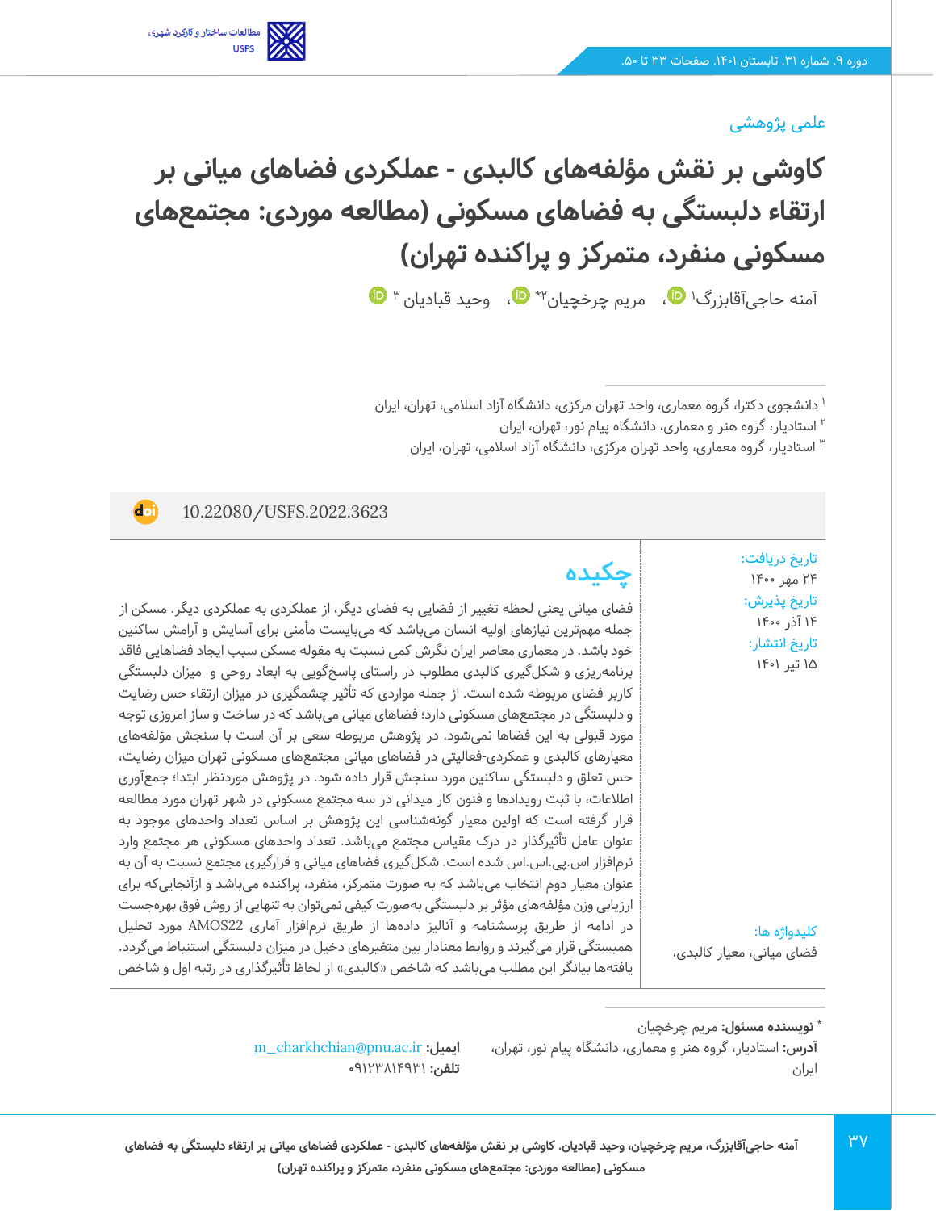علمی پژوهشی

# کاوشی بر نقش مؤلفه‌های کالبدی - عملکردی فضاهای میانی بر ارتقاء دلبستگی به فضاهای مسکونی (مطالعه موردی: مجتمع‌های مسکونی منفرد، متمرکز و پراکنده تهران)

آمنه حاجی‌آقابزرگ[۱]، مریم چرخچیان[۲*]، وحید قبادیان[۳]

[۱] دانشجوی دکترا، گروه معماری، واحد تهران مرکزی، دانشگاه آزاد اسلامی، تهران، ایران
[۲] استادیار، گروه هنر و معماری، دانشگاه پیام نور، تهران، ایران
[۳] استادیار، گروه معماری، واحد تهران مرکزی، دانشگاه آزاد اسلامی، تهران، ایران

doi: 10.22080/USFS.2022.3623

تاریخ دریافت:
۲۴ مهر ۱۴۰۰

تاریخ پذیرش:
۱۴ آذر ۱۴۰۰

تاریخ انتشار:
۱۵ تیر ۱۴۰۱

## چکیده

فضای میانی یعنی لحظه تغییر از فضایی به فضای دیگر، از عملکردی به عملکردی دیگر. مسکن از جمله مهم‌ترین نیازهای اولیه انسان می‌باشد که می‌بایست مأمنی برای آسایش و آرامش ساکنین خود باشد. در معماری معاصر ایران نگرش کمی نسبت به مقوله مسکن سبب ایجاد فضاهایی فاقد برنامه‌ریزی و شکل‌گیری کالبدی مطلوب در راستای پاسخ‌گویی به ابعاد روحی و میزان دلبستگی کاربر فضای مربوطه شده است. از جمله مواردی که تأثیر چشمگیری در میزان ارتقاء حس رضایت و دلبستگی در مجتمع‌های مسکونی دارد؛ فضاهای میانی می‌باشد که در ساخت و ساز امروزی توجه مورد قبولی به این فضاها نمی‌شود. در پژوهش مربوطه سعی بر آن است تا با سنجش مؤلفه‌های معیارهای کالبدی و عملکردی-فعالیتی در فضاهای میانی مجتمع‌های مسکونی تهران میزان رضایت، حس تعلق و دلبستگی ساکنین مورد سنجش قرار داده شود. در پژوهش موردنظر ابتدا؛ جمع‌آوری اطلاعات، با ثبت رویدادها و فنون کار میدانی در سه مجتمع مسکونی در شهر تهران مورد مطالعه قرار گرفته است که اولین معیار گونه‌شناسی این پژوهش بر اساس تعداد واحدهای موجود به عنوان عامل تأثیرگذار در درک مقیاس مجتمع می‌باشد. تعداد واحدهای مسکونی هر مجتمع وارد نرم‌افزار اس.پی.اس.اس شده است. شکل‌گیری فضاهای میانی و قرارگیری مجتمع نسبت به آن به عنوان معیار دوم انتخاب می‌باشد که به صورت متمرکز، منفرد، پراکنده می‌باشد و ازآنجایی‌که برای ارزیابی وزن مؤلفه‌های مؤثر بر دلبستگی به‌صورت کیفی نمی‌توان به تنهایی از روش فوق بهره‌جست در ادامه از طریق پرسشنامه و آنالیز داده‌ها از طریق نرم‌افزار آماری AMOS22 مورد تحلیل همبستگی قرار می‌گیرند و روابط معنادار بین متغیرهای دخیل در میزان دلبستگی استنباط می‌گردد. یافته‌ها بیانگر این مطلب می‌باشد که شاخص «کالبدی» از لحاظ تأثیرگذاری در رتبه اول و شاخص

کلیدواژه ها:
فضای میانی، معیار کالبدی،

* **نویسنده مسئول:** مریم چرخچیان
**آدرس:** استادیار، گروه هنر و معماری، دانشگاه پیام نور، تهران، ایران
**ایمیل:** m_charkhchian@pnu.ac.ir
**تلفن:** ۰۹۱۲۳۸۱۴۹۳۱

آمنه حاجی‌آقابزرگ، مریم چرخچیان، وحید قبادیان. کاوشی بر نقش مؤلفه‌های کالبدی - عملکردی فضاهای میانی بر ارتقاء دلبستگی به فضاهای مسکونی (مطالعه موردی: مجتمع‌های مسکونی منفرد، متمرکز و پراکنده تهران)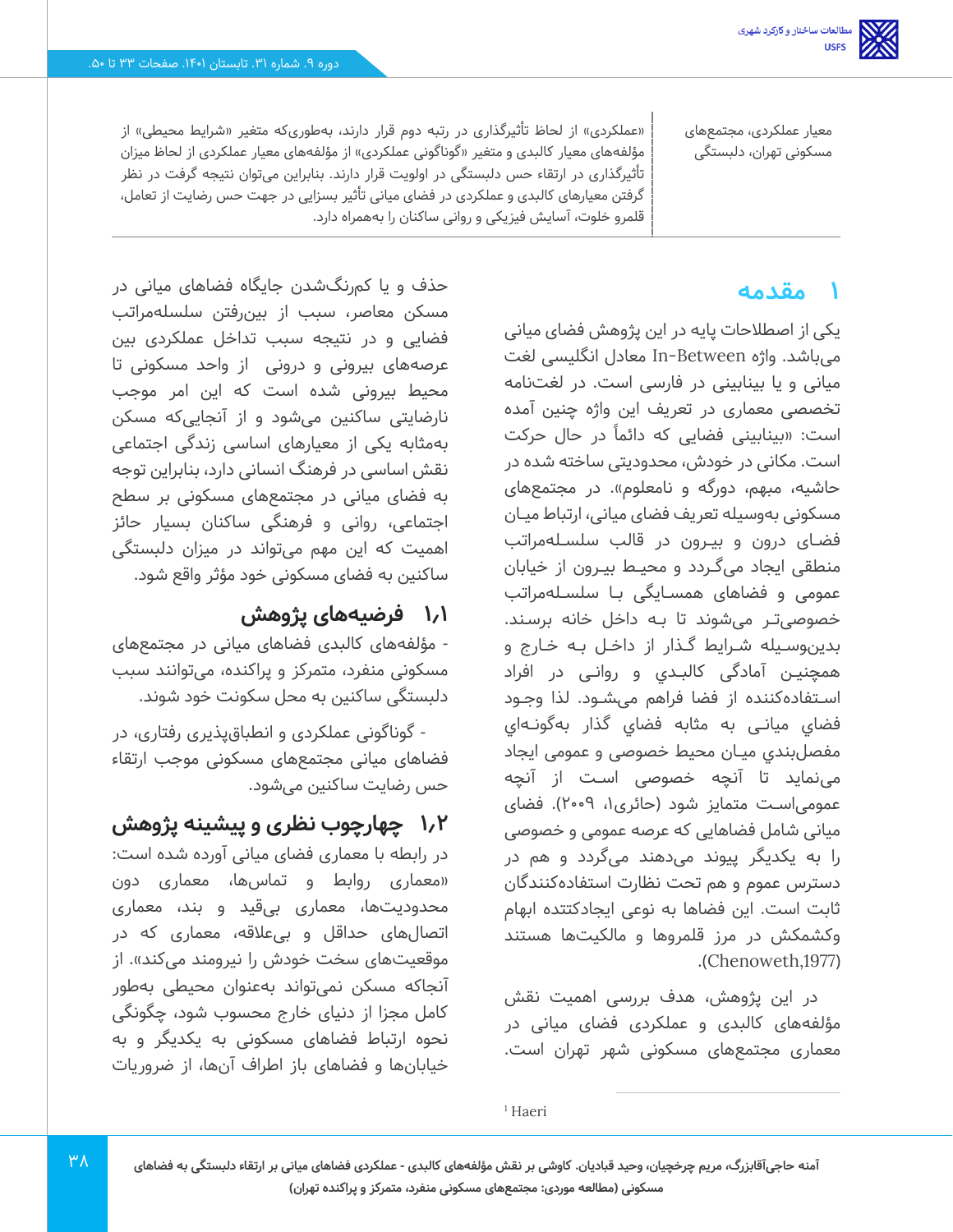معیار عملکردی، مجتمع‌های مسکونی تهران، دلبستگی

«عملکردی» از لحاظ تأثیرگذاری در رتبه دوم قرار دارند، به‌طوری‌که متغیر «شرایط محیطی» از مؤلفه‌های معیار کالبدی و متغیر «گوناگونی عملکردی» از مؤلفه‌های معیار عملکردی از لحاظ میزان تأثیرگذاری در ارتقاء حس دلبستگی در اولویت قرار دارند. بنابراین می‌توان نتیجه گرفت در نظر گرفتن معیارهای کالبدی و عملکردی در فضای میانی تأثیر بسزایی در جهت حس رضایت از تعامل، قلمرو خلوت، آسایش فیزیکی و روانی ساکنان را به‌همراه دارد.

## ۱ مقدمه

یکی از اصطلاحات پایه در این پژوهش فضای میانی می‌باشد. واژه In-Between معادل انگلیسی لغت میانی و یا بینابینی در فارسی است. در لغت‌نامه تخصصی معماری در تعریف این واژه چنین آمده است: «بینابینی فضایی که دائماً در حال حرکت است. مکانی در خودش، محدودیتی ساخته شده در حاشیه، مبهم، دورگه و نامعلوم». در مجتمع‌های مسکونی به‌وسیله تعریف فضای میانی، ارتباط میان فضای درون و بیرون در قالب سلسله‌مراتب منطقی ایجاد می‌گردد و محیط بیرون از خیابان عمومی و فضاهای همسایگی با سلسله‌مراتب خصوصی‌تر می‌شوند تا به داخل خانه برسند. بدین‌وسیله شرایط گذار از داخل به خارج و همچنین آمادگی کالبدي و رواني در افراد استفاده‌کننده از فضا فراهم می‌شود. لذا وجود فضاي میانی به مثابه فضاي گذار به‌گونه‌اي مفصل‌بندي میان محیط خصوصی و عمومی ایجاد می‌نماید تا آنچه خصوصی است از آنچه عمومی‌است متمایز شود (حائری[1]، ۲۰۰۹). فضای میانی شامل فضاهایی که عرصه عمومی و خصوصی را به یکدیگر پیوند می‌دهند می‌گردد و هم در دسترس عموم و هم تحت نظارت استفاده‌کنندگان ثابت است. این فضاها به نوعی ایجادکتنده ابهام وکشمکش در مرز قلمروها و مالکیت‌ها هستند (Chenoweth,1977).

در این پژوهش، هدف بررسی اهمیت نقش مؤلفه‌های کالبدی و عملکردی فضای میانی در معماری مجتمع‌های مسکونی شهر تهران است.

حذف و یا کم‌رنگ‌شدن جایگاه فضاهای میانی در مسکن معاصر، سبب از بین‌رفتن سلسله‌مراتب فضایی و در نتیجه سبب تداخل عملکردی بین عرصه‌های بیرونی و درونی از واحد مسکونی تا محیط بیرونی شده است که این امر موجب نارضایتی ساکنین می‌شود و از آنجایی‌که مسکن به‌مثابه یکی از معیارهای اساسی زندگی اجتماعی نقش اساسی در فرهنگ انسانی دارد، بنابراین توجه به فضای میانی در مجتمع‌های مسکونی بر سطح اجتماعی، روانی و فرهنگی ساکنان بسیار حائز اهمیت که این مهم می‌تواند در میزان دلبستگی ساکنین به فضای مسکونی خود مؤثر واقع شود.

### ۱٫۱ فرضیه‌های پژوهش

- مؤلفه‌های کالبدی فضاهای میانی در مجتمع‌های مسکونی منفرد، متمرکز و پراکنده، می‌توانند سبب دلبستگی ساکنین به محل سکونت خود شوند.

- گوناگونی عملکردی و انطباق‌پذیری رفتاری، در فضاهای میانی مجتمع‌های مسکونی موجب ارتقاء حس رضایت ساکنین می‌شود.

### ۱٫۲ چهارچوب نظری و پیشینه پژوهش

در رابطه با معماری فضای میانی آورده شده است: «معماری روابط و تماس‌ها، معماری دون محدودیت‌ها، معماری بی‌قید و بند، معماری اتصال‌های حداقل و بی‌علاقه، معماری که در موقعیت‌های سخت خودش را نیرومند می‌کند». از آنجاکه مسکن نمی‌تواند به‌عنوان محیطی به‌طور کامل مجزا از دنیای خارج محسوب شود، چگونگی نحوه ارتباط فضاهای مسکونی به یکدیگر و به خیابان‌ها و فضاهای باز اطراف آن‌ها، از ضروریات

[1] Haeri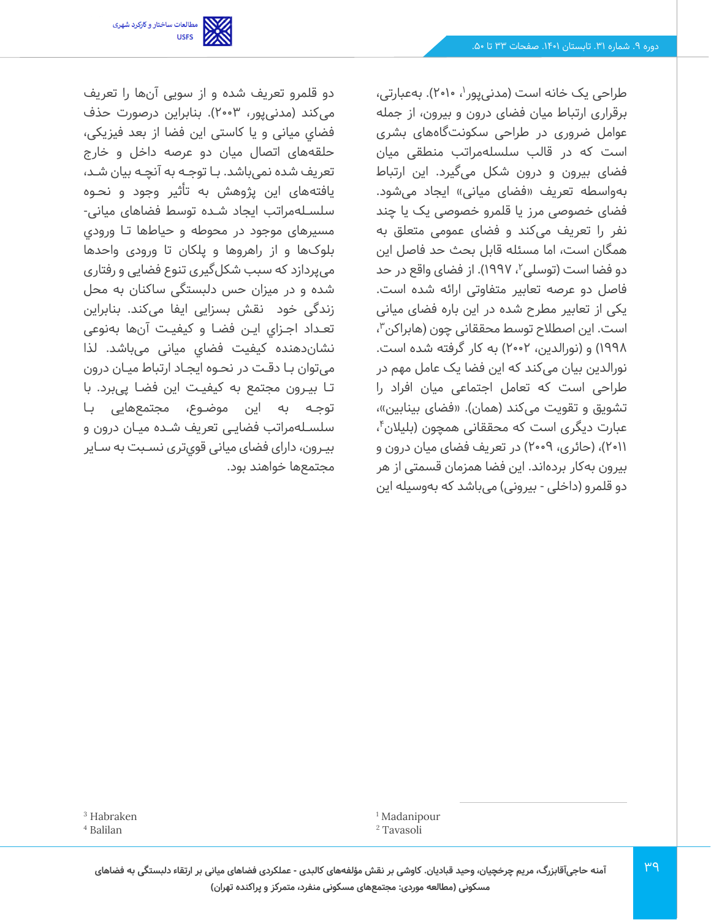طراحی یک خانه است (مدنی‌پور[1]، ۲۰۱۰). به‌عبارتی، برقراری ارتباط میان فضای درون و بیرون، از جمله عوامل ضروری در طراحی سکونتگاه‌های بشری است که در قالب سلسله‌مراتب منطقی میان فضای بیرون و درون شکل می‌گیرد. این ارتباط به‌واسطه تعریف «فضای میانی» ایجاد می‌شود. فضای خصوصی مرز یا قلمرو خصوصی یک یا چند نفر را تعریف می‌کند و فضای عمومی متعلق به همگان است، اما مسئله قابل بحث حد فاصل این دو فضا است (توسلی[2]، ۱۹۹۷). از فضای واقع در حد فاصل دو عرصه تعابیر متفاوتی ارائه شده است. یکی از تعابیر مطرح شده در این باره فضای میانی است. این اصطلاح توسط محققانی چون (هابراکن[3]، ۱۹۹۸) و (نورالدین، ۲۰۰۲) به کار گرفته شده است. نورالدین بیان می‌کند که این فضا یک عامل مهم در طراحی است که تعامل اجتماعی میان افراد را تشویق و تقویت می‌کند (همان). «فضای بینابین»، عبارت دیگری است که محققانی همچون (بلیلان[4]، ۲۰۱۱)، (حائری، ۲۰۰۹) در تعریف فضای میان درون و بیرون به‌کار برده‌اند. این فضا همزمان قسمتی از هر دو قلمرو (داخلی - بیرونی) می‌باشد که به‌وسیله این دو قلمرو تعریف شده و از سویی آن‌ها را تعریف می‌کند (مدنی‌پور، ۲۰۰۳). بنابراین درصورت حذف فضاي میانی و یا کاستی این فضا از بعد فیزیکی، حلقه‌های اتصال میان دو عرصه داخل و خارج تعریف شده نمی‌باشد. با توجه به آنچه بیان شد، یافته‌های این پژوهش به تأثیر وجود و نحوه سلسله‌مراتب ایجاد شده توسط فضاهای میانی-مسیرهای موجود در محوطه و حیاطها تا ورودي بلوک‌ها و از راهروها و پلکان تا ورودی واحدها می‌پردازد که سبب شکل‌گیری تنوع فضایی و رفتاری شده و در میزان حس دلبستگی ساکنان به محل زندگی خود نقش بسزایی ایفا می‌کند. بنابراین تعداد اجزاي این فضا و کیفیت آن‌ها به‌نوعی نشان‌دهنده کیفیت فضاي میانی می‌باشد. لذا می‌توان با دقت در نحوه ایجاد ارتباط میان درون تا بیرون مجتمع به کیفیت این فضا پی‌برد. با توجه به این موضوع، مجتمع‌هایی با سلسله‌مراتب فضایی تعریف شده میان درون و بیرون، دارای فضای میانی قوي‌تری نسبت به سایر مجتمع‌ها خواهند بود.

[1] Madanipour
[2] Tavasoli
[3] Habraken
[4] Balilan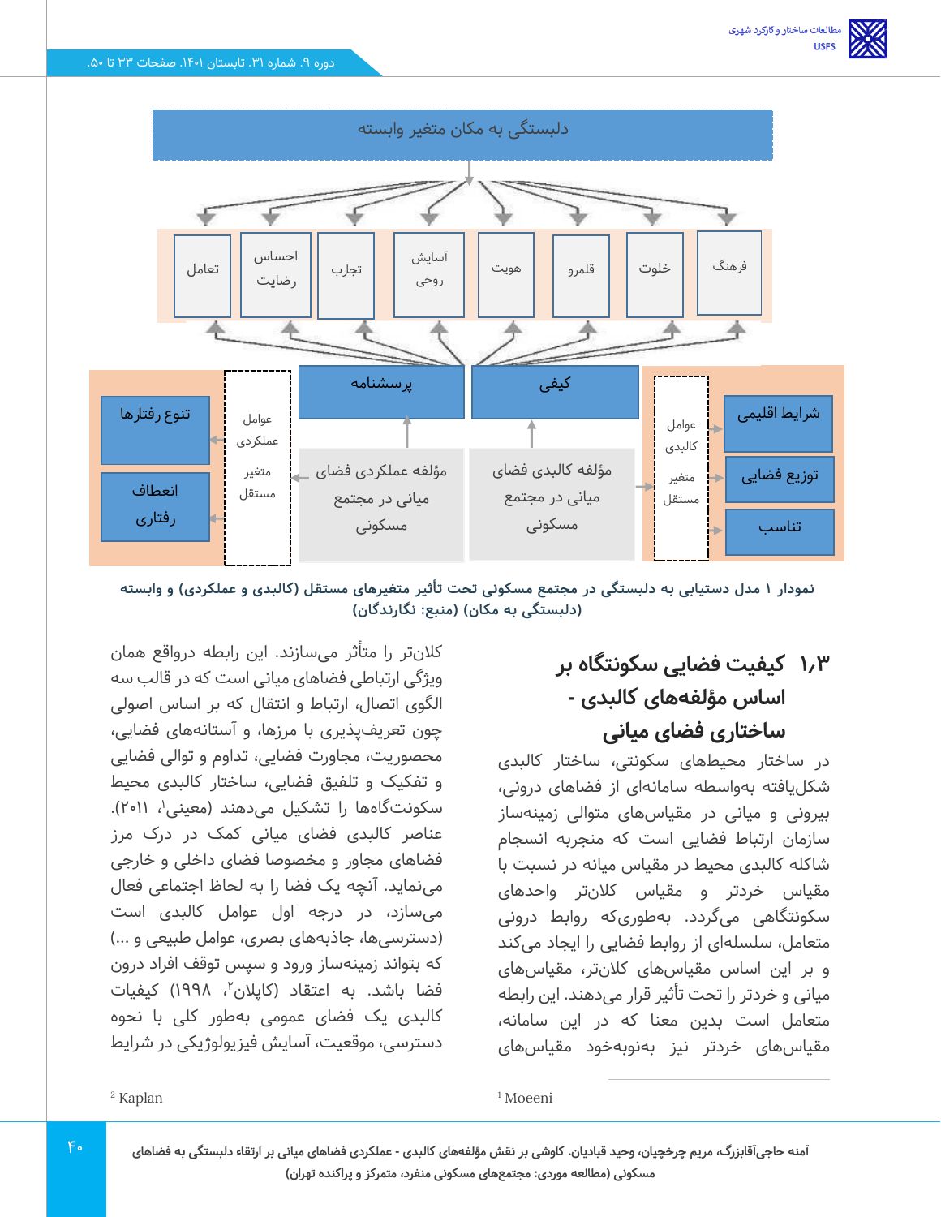دلبستگی به مکان متغیر وابسته

فرهنگ | خلوت | قلمرو | هویت | آسایش روحی | تجارب | احساس رضایت | تعامل

کیفی | پرسشنامه

شرایط اقلیمی | توزیع فضایی | تناسب — عوامل کالبدی متغیر مستقل — مؤلفه کالبدی فضای میانی در مجتمع مسکونی

مؤلفه عملکردی فضای میانی در مجتمع مسکونی — عوامل عملکردی متغیر مستقل — تنوع رفتارها | انعطاف رفتاری

نمودار ۱ مدل دستیابی به دلبستگی در مجتمع مسکونی تحت تأثیر متغیرهای مستقل (کالبدی و عملکردی) و وابسته (دلبستگی به مکان) (منبع: نگارندگان)

## ۱٫۳ کیفیت فضایی سکونتگاه بر اساس مؤلفه‌های کالبدی - ساختاری فضای میانی

در ساختار محیط‌های سکونتی، ساختار کالبدی شکل‌یافته به‌واسطه سامانه‌ای از فضاهای درونی، بیرونی و میانی در مقیاس‌های متوالی زمینه‌ساز سازمان ارتباط فضایی است که منجربه انسجام شاکله کالبدی محیط در مقیاس میانه در نسبت با مقیاس خردتر و مقیاس کلان‌تر واحدهای سکونتگاهی می‌گردد. به‌طوری‌که روابط درونی متعامل، سلسله‌ای از روابط فضایی را ایجاد می‌کند و بر این اساس مقیاس‌های کلان‌تر، مقیاس‌های میانی و خردتر را تحت تأثیر قرار می‌دهند. این رابطه متعامل است بدین معنا که در این سامانه، مقیاس‌های خردتر نیز به‌نوبه‌خود مقیاس‌های کلان‌تر را متأثر می‌سازند. این رابطه درواقع همان ویژگی ارتباطی فضاهای میانی است که در قالب سه الگوی اتصال، ارتباط و انتقال که بر اساس اصولی چون تعریف‌پذیری با مرزها، و آستانه‌های فضایی، محصوریت، مجاورت فضایی، تداوم و توالی فضایی و تفکیک و تلفیق فضایی، ساختار کالبدی محیط سکونتگاه‌ها را تشکیل می‌دهند (معینی[1]، ۲۰۱۱). عناصر کالبدی فضای میانی کمک در درک مرز فضاهای مجاور و مخصوصا فضای داخلی و خارجی می‌نماید. آنچه یک فضا را به لحاظ اجتماعی فعال می‌سازد، در درجه اول عوامل کالبدی است (دسترسی‌ها، جاذبه‌های بصری، عوامل طبیعی و ...) که بتواند زمینه‌ساز ورود و سپس توقف افراد درون فضا باشد. به اعتقاد (کاپلان[2]، ۱۹۹۸) کیفیات کالبدی یک فضای عمومی به‌طور کلی با نحوه دسترسی، موقعیت، آسایش فیزیولوژیکی در شرایط

[1] Moeeni

[2] Kaplan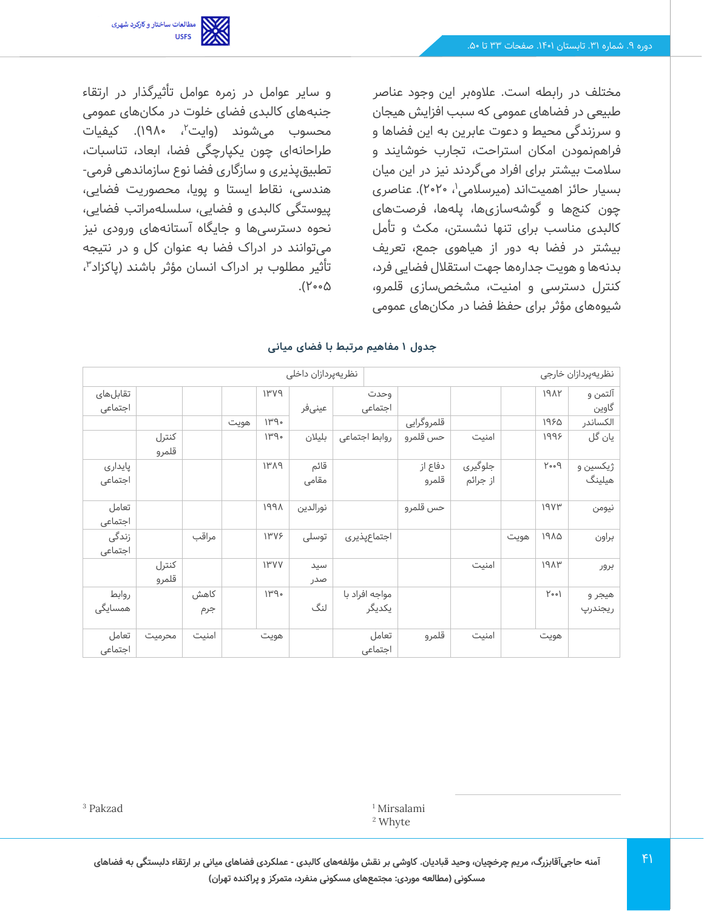مختلف در رابطه است. علاوه‌بر این وجود عناصر طبیعی در فضاهای عمومی که سبب افزایش هیجان و سرزندگی محیط و دعوت عابرین به این فضاها و فراهم‌نمودن امکان استراحت، تجارب خوشایند و سلامت بیشتر برای افراد می‌گردند نیز در این میان بسیار حائز اهمیت‌اند (میرسلامی[1]، ۲۰۲۰). عناصری چون کنج‌ها و گوشه‌سازی‌ها، پله‌ها، فرصت‌های کالبدی مناسب برای تنها نشستن، مکث و تأمل بیشتر در فضا به دور از هیاهوی جمع، تعریف بدنه‌ها و هویت جداره‌ها جهت استقلال فضایی فرد، کنترل دسترسی و امنیت، مشخص‌سازی قلمرو، شیوه‌های مؤثر برای حفظ فضا در مکان‌های عمومی و سایر عوامل در زمره عوامل تأثیرگذار در ارتقاء جنبه‌های کالبدی فضای خلوت در مکان‌های عمومی محسوب می‌شوند (وایت[2]، ۱۹۸۰). کیفیات طراحانه‌ای چون یکپارچگی فضا، ابعاد، تناسبات، تطبیق‌پذیری و سازگاری فضا نوع سازماندهی فرمی-هندسی، نقاط ایستا و پویا، محصوریت فضایی، پیوستگی کالبدی و فضایی، سلسله‌مراتب فضایی، نحوه دسترسی‌ها و جایگاه آستانه‌های ورودی نیز می‌توانند در ادراک فضا به عنوان کل و در نتیجه تأثیر مطلوب بر ادراک انسان مؤثر باشند (پاکزاد[3]، ۲۰۰۵).

**جدول ۱ مفاهیم مرتبط با فضای میانی**

| نظریه‌پردازان خارجی | | | | | | نظریه‌پردازان داخلی | | | | | |
|---|---|---|---|---|---|---|---|---|---|---|---|
| آلتمن و گاوین | ۱۹۸۲ | | | | وحدت اجتماعی | عینی‌فر | ۱۳۷۹ | | | | تقابل‌های اجتماعی |
| الکساندر | ۱۹۶۵ | | | قلمروگرایی | | | ۱۳۹۰ | هویت | | | |
| یان گل | ۱۹۹۶ | | امنیت | حس قلمرو | روابط اجتماعی | بلیلان | ۱۳۹۰ | | | کنترل قلمرو | |
| ژیکسین و هیلینگ | ۲۰۰۹ | | جلوگیری از جرائم | دفاع از قلمرو | | قائم مقامی | ۱۳۸۹ | | | | پایداری اجتماعی |
| نیومن | ۱۹۷۳ | | | حس قلمرو | | نورالدین | ۱۳۹۸ | | | | تعامل اجتماعی |
| براون | ۱۹۸۵ | هویت | | | اجتماع‌پذیری | توسلی | ۱۳۷۶ | | مراقب | | زندگی اجتماعی |
| برور | ۱۹۸۳ | | امنیت | | | سید صدر | ۱۳۷۷ | | | کنترل قلمرو | |
| هیجر و ریجندرپ | ۲۰۰۱ | | | | مواجه افراد با یکدیگر | لنگ | ۱۳۹۰ | | کاهش جرم | | روابط همسایگی |
| | هویت | | امنیت | قلمرو | تعامل اجتماعی | | هویت | | امنیت | محرمیت | تعامل اجتماعی |

[1] Mirsalami
[2] Whyte
[3] Pakzad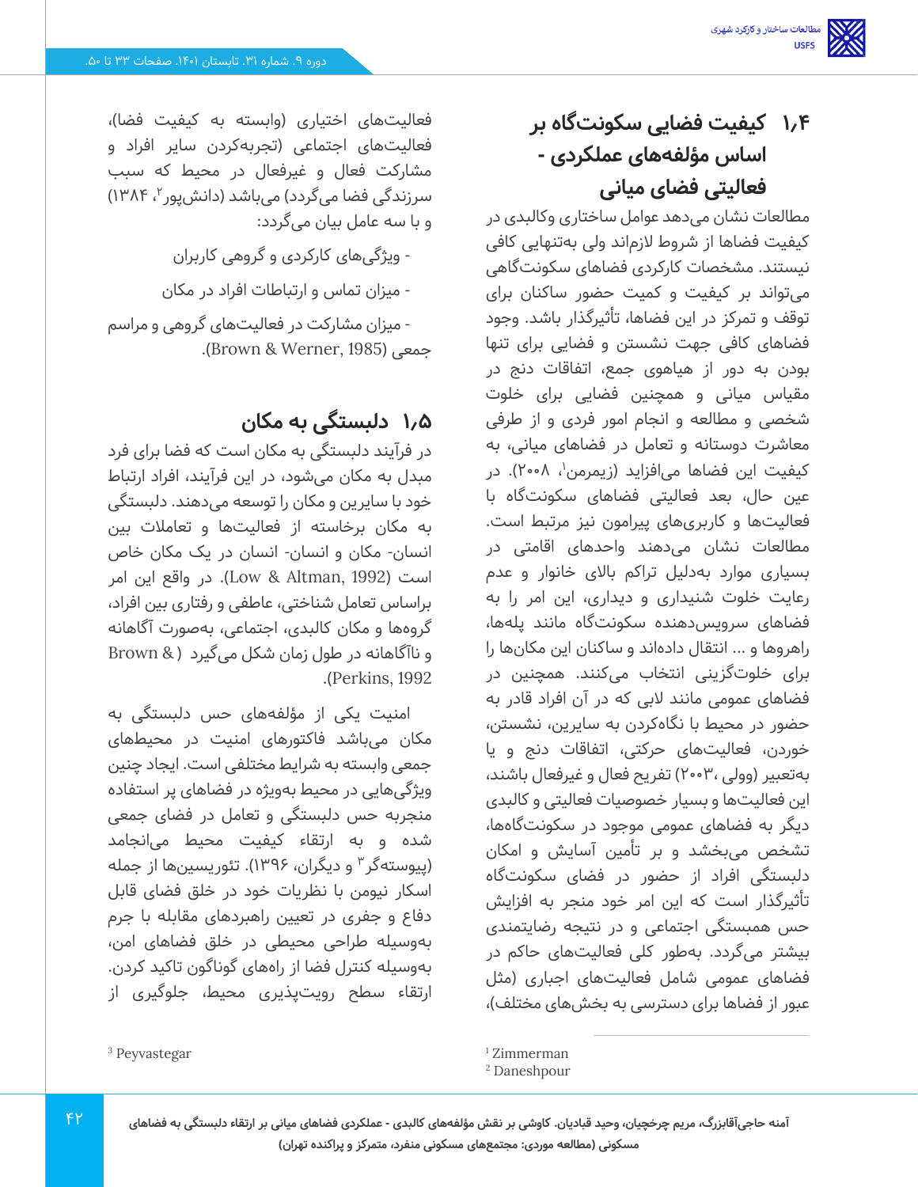## ۱,۴ کیفیت فضایی سکونت‌گاه بر اساس مؤلفه‌های عملکردی - فعالیتی فضای میانی

مطالعات نشان می‌دهد عوامل ساختاری وکالبدی در کیفیت فضاها از شروط لازم‌اند ولی به‌تنهایی کافی نیستند. مشخصات کارکردی فضاهای سکونت‌گاهی می‌تواند بر کیفیت و کمیت حضور ساکنان برای توقف و تمرکز در این فضاها، تأثیرگذار باشد. وجود فضاهای کافی جهت نشستن و فضایی برای تنها بودن به دور از هیاهوی جمع، اتفاقات دنج در مقیاس میانی و همچنین فضایی برای خلوت شخصی و مطالعه و انجام امور فردی و از طرفی معاشرت دوستانه و تعامل در فضاهای میانی، به کیفیت این فضاها می‌افزاید (زیمرمن[1]، ۲۰۰۸). در عین حال، بعد فعالیتی فضاهای سکونت‌گاه با فعالیت‌ها و کاربری‌های پیرامون نیز مرتبط است. مطالعات نشان می‌دهند واحدهای اقامتی در بسیاری موارد به‌دلیل تراکم بالای خانوار و عدم رعایت خلوت شنیداری و دیداری، این امر را به فضاهای سرویس‌دهنده سکونت‌گاه مانند پله‌ها، راهروها و ... انتقال داده‌اند و ساکنان این مکان‌ها را برای خلوت‌گزینی انتخاب می‌کنند. همچنین در فضاهای عمومی مانند لابی که در آن افراد قادر به حضور در محیط با نگاه‌کردن به سایرین، نشستن، خوردن، فعالیت‌های حرکتی، اتفاقات دنج و یا به‌تعبیر (وولی، ۲۰۰۳) تفریح فعال و غیرفعال باشند، این فعالیت‌ها و بسیار خصوصیات فعالیتی و کالبدی دیگر به فضاهای عمومی موجود در سکونت‌گاه‌ها، تشخص می‌بخشد و بر تأمین آسایش و امکان دلبستگی افراد از حضور در فضای سکونت‌گاه تأثیرگذار است که این امر خود منجر به افزایش حس همبستگی اجتماعی و در نتیجه رضایتمندی بیشتر می‌گردد. به‌طور کلی فعالیت‌های حاکم در فضاهای عمومی شامل فعالیت‌های اجباری (مثل عبور از فضاها برای دسترسی به بخش‌های مختلف)، فعالیت‌های اختیاری (وابسته به کیفیت فضا)، فعالیت‌های اجتماعی (تجربه‌کردن سایر افراد و مشارکت فعال و غیرفعال در محیط که سبب سرزندگی فضا می‌گردد) می‌باشد (دانش‌پور[2]، ۱۳۸۴) و با سه عامل بیان می‌گردد:

- ویژگی‌های کارکردی و گروهی کاربران
- میزان تماس و ارتباطات افراد در مکان
- میزان مشارکت در فعالیت‌های گروهی و مراسم جمعی (Brown & Werner, 1985).

## ۱,۵ دلبستگی به مکان

در فرآیند دلبستگی به مکان است که فضا برای فرد مبدل به مکان می‌شود، در این فرآیند، افراد ارتباط خود با سایرین و مکان را توسعه می‌دهند. دلبستگی به مکان برخاسته از فعالیت‌ها و تعاملات بین انسان- مکان و انسان- انسان در یک مکان خاص است (Low & Altman, 1992). در واقع این امر براساس تعامل شناختی، عاطفی و رفتاری بین افراد، گروه‌ها و مکان کالبدی، اجتماعی، به‌صورت آگاهانه و ناآگاهانه در طول زمان شکل می‌گیرد (Brown & Perkins, 1992).

امنیت یکی از مؤلفه‌های حس دلبستگی به مکان می‌باشد فاکتورهای امنیت در محیط‌های جمعی وابسته به شرایط مختلفی است. ایجاد چنین ویژگی‌هایی در محیط به‌ویژه در فضاهای پر استفاده منجربه حس دلبستگی و تعامل در فضای جمعی شده و به ارتقاء کیفیت محیط می‌انجامد (پیوسته‌گر[3] و دیگران، ۱۳۹۶). تئوریسین‌ها از جمله اسکار نیومن با نظریات خود در خلق فضای قابل دفاع و جفری در تعیین راهبردهای مقابله با جرم به‌وسیله طراحی محیطی در خلق فضاهای امن، به‌وسیله کنترل فضا از راه‌های گوناگون تاکید کردن. ارتقاء سطح رویت‌پذیری محیط، جلوگیری از

---

[1] Zimmerman
[2] Daneshpour
[3] Peyvastegar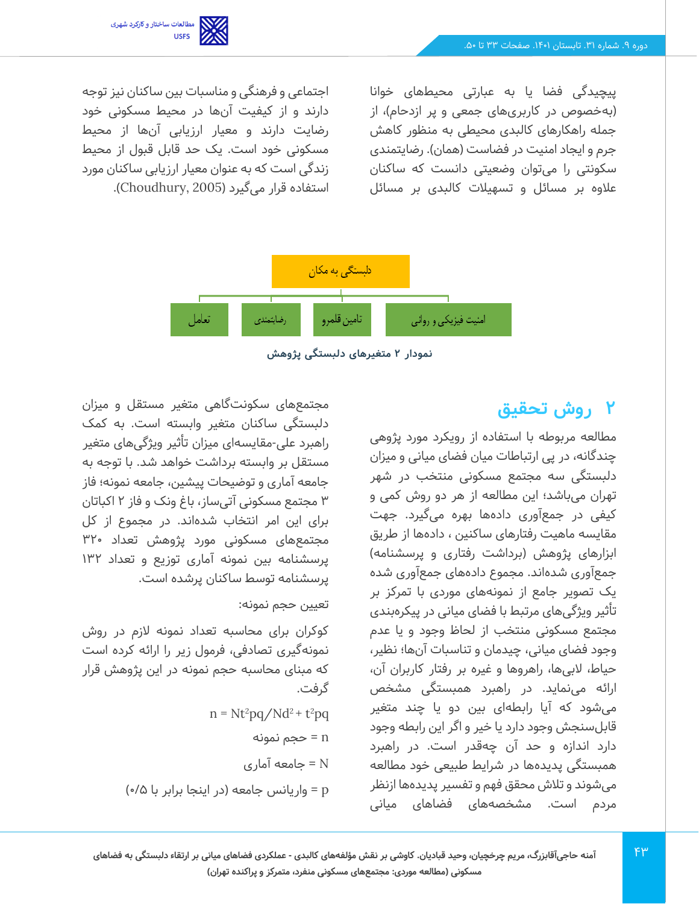پیچیدگی فضا یا به عبارتی محیطهای خوانا (به‌خصوص در کاربری‌های جمعی و پر ازدحام)، از جمله راهکارهای کالبدی محیطی به منظور کاهش جرم و ایجاد امنیت در فضاست (همان). رضایتمندی سکونتی را می‌توان وضعیتی دانست که ساکنان علاوه بر مسائل و تسهیلات کالبدی بر مسائل اجتماعی و فرهنگی و مناسبات بین ساکنان نیز توجه دارند و از کیفیت آن‌ها در محیط مسکونی خود رضایت دارند و معیار ارزیابی آن‌ها از محیط مسکونی خود است. یک حد قابل قبول از محیط زندگی است که به عنوان معیار ارزیابی ساکنان مورد استفاده قرار می‌گیرد (Choudhury, 2005).

دلبستگی به مکان

امنیت فیزیکی و روانی

تامین قلمرو

رضایتمندی

تعامل

**نمودار ۲ متغیرهای دلبستگی پژوهش**

## ۲ روش تحقیق

مطالعه مربوطه با استفاده از رویکرد مورد پژوهی چندگانه، در پی ارتباطات میان فضای میانی و میزان دلبستگی سه مجتمع مسکونی منتخب در شهر تهران می‌باشد؛ این مطالعه از هر دو روش کمی و کیفی در جمع‌آوری داده‌ها بهره می‌گیرد. جهت مقایسه ماهیت رفتارهای ساکنین ، داده‌ها از طریق ابزارهای پژوهش (برداشت رفتاری و پرسشنامه) جمع‌آوری شده‌اند. مجموع داده‌های جمع‌آوری شده یک تصویر جامع از نمونه‌های موردی با تمرکز بر تأثیر ویژگی‌های مرتبط با فضای میانی در پیکره‌بندی مجتمع مسکونی منتخب از لحاظ وجود و یا عدم وجود فضای میانی، چیدمان و تناسبات آن‌ها؛ نظیر، حیاط، لابی‌ها، راهروها و غیره بر رفتار کاربران آن، ارائه می‌نماید. در راهبرد همبستگی مشخص می‌شود که آیا رابطه‌ای بین دو یا چند متغیر قابل‌سنجش وجود دارد یا خیر و اگر این رابطه وجود دارد اندازه و حد آن چه‌قدر است. در راهبرد همبستگی پدیده‌ها در شرایط طبیعی خود مطالعه می‌شوند و تلاش محقق فهم و تفسیر پدیده‌ها ازنظر مردم است. مشخصه‌های فضاهای میانی مجتمع‌های سکونتگاهی متغیر مستقل و میزان دلبستگی ساکنان متغیر وابسته است. به کمک راهبرد علی-مقایسه‌ای میزان تأثیر ویژگی‌های متغیر مستقل بر وابسته برداشت خواهد شد. با توجه به جامعه آماری و توضیحات پیشین، جامعه نمونه؛ فاز ۳ مجتمع مسکونی آتی‌ساز، باغ ونک و فاز ۲ اکباتان برای این امر انتخاب شده‌اند. در مجموع از کل مجتمع‌های مسکونی مورد پژوهش تعداد ۳۲۰ پرسشنامه بین نمونه آماری توزیع و تعداد ۱۳۲ پرسشنامه توسط ساکنان پرشده است.

تعیین حجم نمونه:

کوکران برای محاسبه تعداد نمونه لازم در روش نمونه‌گیری تصادفی، فرمول زیر را ارائه کرده است که مبنای محاسبه حجم نمونه در این پژوهش قرار گرفت.

$$n = Nt^2pq/Nd^2 + t^2pq$$

n = حجم نمونه

N = جامعه آماری

p = واریانس جامعه (در اینجا برابر با ۰/۵)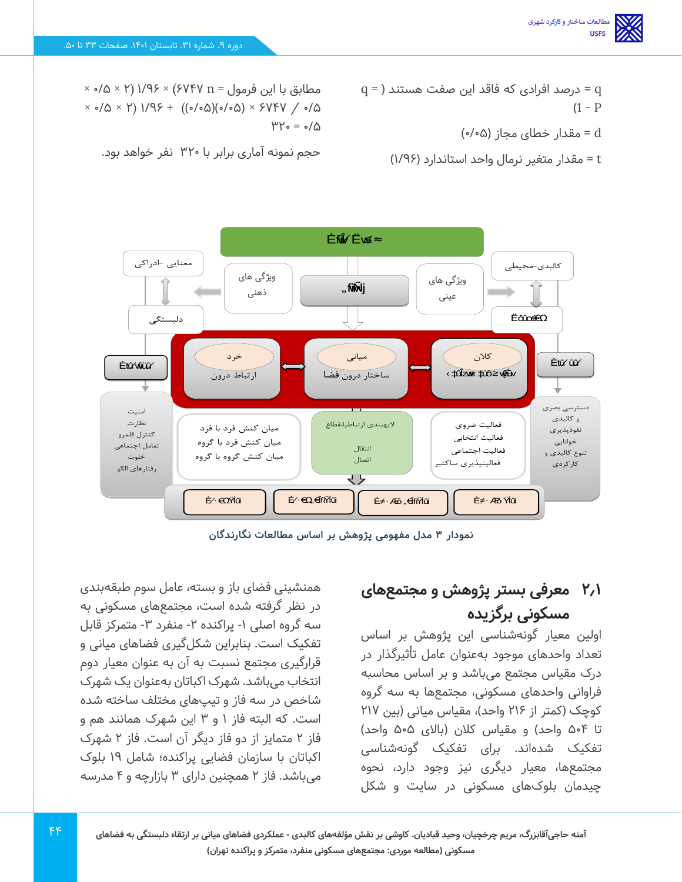q = درصد افرادی که فاقد این صفت هستند ( q = (1 - P

d = مقدار خطای مجاز (۰/۰۵)

t = مقدار متغیر نرمال واحد استاندارد (۱/۹۶)

مطابق با این فرمول n = (۶۷۴۷ × ۱/۹۶ (۲ × ۰/۵ × ۰/۵ × ۶۷۴۷ / ((۰/۰۵)(۰/۰۵)) + ۱/۹۶ (۲ × ۰/۵ × ۰/۵ = ۳۲۰

حجم نمونه آماری برابر با ۳۲۰ نفر خواهد بود.

معنایی -ادراکی

ویژگی های ذهنی

ویژگی های عینی

کالبدی-محیطی

دلبستگی

خرد
ارتباط درون

میانی
ساختار درون فضا

کلان

دسترسی بصری و کالبدی
نفوذپذیری
خوانایی
تنوع کالبدی و کارکردی

امنیت
نظارت
کنترل قلمرو
تعامل اجتماعی
خلوت
رفتارهای الگو

میان کنش فرد با فرد
میان کنش فرد با گروه
میان کنش گروه با گروه

لایه‌بندی ارتباطاتانقطاع
انتقال
اتصال

فعالیت ضروری
فعالیت انتخابی
فعالیت اجتماعی
فعالیت‌پذیری ساکنین

نمودار ۳ مدل مفهومی پژوهش بر اساس مطالعات نگارندگان

## ۲٫۱ معرفی بستر پژوهش و مجتمع‌های مسکونی برگزیده

اولین معیار گونه‌شناسی این پژوهش بر اساس تعداد واحدهای موجود به‌عنوان عامل تأثیرگذار در درک مقیاس مجتمع می‌باشد و بر اساس محاسبه فراوانی واحدهای مسکونی، مجتمع‌ها به سه گروه کوچک (کمتر از ۲۱۶ واحد)، مقیاس میانی (بین ۲۱۷ تا ۵۰۴ واحد) و مقیاس کلان (بالای ۵۰۵ واحد) تفکیک شده‌اند. برای تفکیک گونه‌شناسی مجتمع‌ها، معیار دیگری نیز وجود دارد، نحوه چیدمان بلوک‌های مسکونی در سایت و شکل همنشینی فضای باز و بسته، عامل سوم طبقه‌بندی در نظر گرفته شده است، مجتمع‌های مسکونی به سه گروه اصلی ۱- پراکنده ۲- منفرد ۳- متمرکز قابل تفکیک است. بنابراین شکل‌گیری فضاهای میانی و قرارگیری مجتمع نسبت به آن به عنوان معیار دوم انتخاب می‌باشد. شهرک اکباتان به‌عنوان یک شهرک شاخص در سه فاز و تیپ‌های مختلف ساخته شده است. که البته فاز ۱ و ۳ این شهرک همانند هم و فاز ۲ متمایز از دو فاز دیگر آن است. فاز ۲ شهرک اکباتان با سازمان فضایی پراکنده؛ شامل ۱۹ بلوک می‌باشد. فاز ۲ همچنین دارای ۳ بازارچه و ۴ مدرسه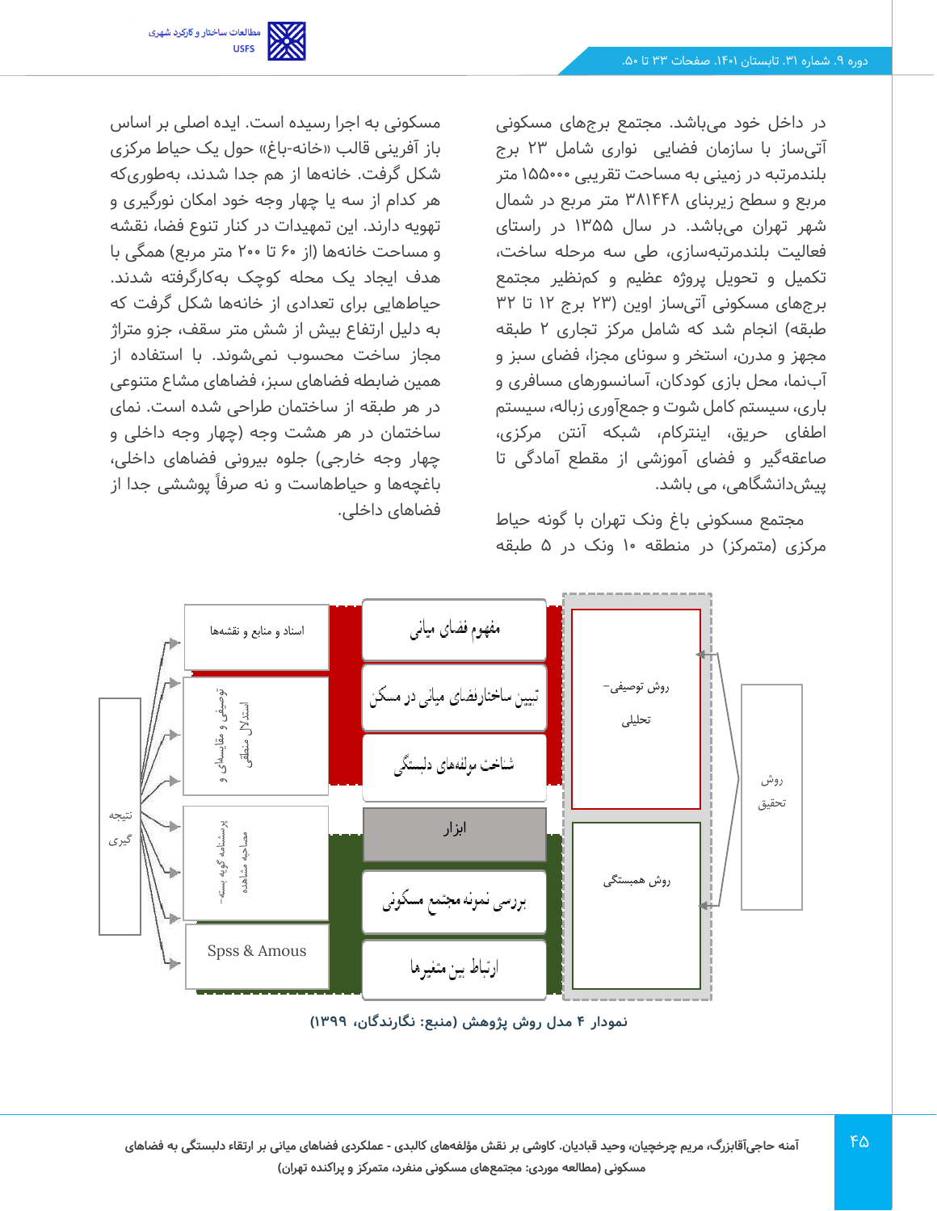در داخل خود می‌باشد. مجتمع برج‌های مسکونی آتی‌ساز با سازمان فضایی نواری شامل ۲۳ برج بلندمرتبه در زمینی به مساحت تقریبی ۱۵۵۰۰۰ متر مربع و سطح زیربنای ۳۸۱۴۴۸ متر مربع در شمال شهر تهران می‌باشد. در سال ۱۳۵۵ در راستای فعالیت بلندمرتبه‌سازی، طی سه مرحله ساخت، تکمیل و تحویل پروژه عظیم و کم‌نظیر مجتمع برج‌های مسکونی آتی‌ساز اوین (۲۳ برج ۱۲ تا ۳۲ طبقه) انجام شد که شامل مرکز تجاری ۲ طبقه مجهز و مدرن، استخر و سونای مجزا، فضای سبز و آب‌نما، محل بازی کودکان، آسانسورهای مسافری و باری، سیستم کامل شوت و جمع‌آوری زباله، سیستم اطفای حریق، اینترکام، شبکه آنتن مرکزی، صاعقه‌گیر و فضای آموزشی از مقطع آمادگی تا پیش‌دانشگاهی، می باشد.

مجتمع مسکونی باغ ونک تهران با گونه حیاط مرکزی (متمرکز) در منطقه ۱۰ ونک در ۵ طبقه مسکونی به اجرا رسیده است. ایده اصلی بر اساس باز آفرینی قالب «خانه-باغ» حول یک حیاط مرکزی شکل گرفت. خانه‌ها از هم جدا شدند، به‌طوری‌که هر کدام از سه یا چهار وجه خود امکان نورگیری و تهویه دارند. این تمهیدات در کنار تنوع فضا، نقشه و مساحت خانه‌ها (از ۶۰ تا ۲۰۰ متر مربع) همگی با هدف ایجاد یک محله کوچک به‌کارگرفته شدند. حیاطهایی برای تعدادی از خانه‌ها شکل گرفت که به دلیل ارتفاع بیش از شش متر سقف، جزو متراژ مجاز ساخت محسوب نمی‌شوند. با استفاده از همین ضابطه فضاهای سبز، فضاهای مشاع متنوعی در هر طبقه از ساختمان طراحی شده است. نمای ساختمان در هر هشت وجه (چهار وجه داخلی و چهار وجه خارجی) جلوه بیرونی فضاهای داخلی، باغچه‌ها و حیاطاست و نه صرفاً پوششی جدا از فضاهای داخلی.

روش تحقیق
روش توصیفی- تحلیلی
روش همبستگی
مفهوم فضای میانی
تبیین ساختارفضای میانی در مسکن
شاخص مولفه‌های دلبستگی
ابزار
بررسی نمونه مجتمع مسکونی
ارتباط بین متغیرها
اسناد و منابع و نقشه‌ها
توصیفی و مقایسه‌ای و استدلال منطقی
پرسشنامه گویه بسته- مصاحبه مشاهده
Spss & Amous
نتیجه گیری

**نمودار ۴ مدل روش پژوهش (منبع: نگارندگان، ۱۳۹۹)**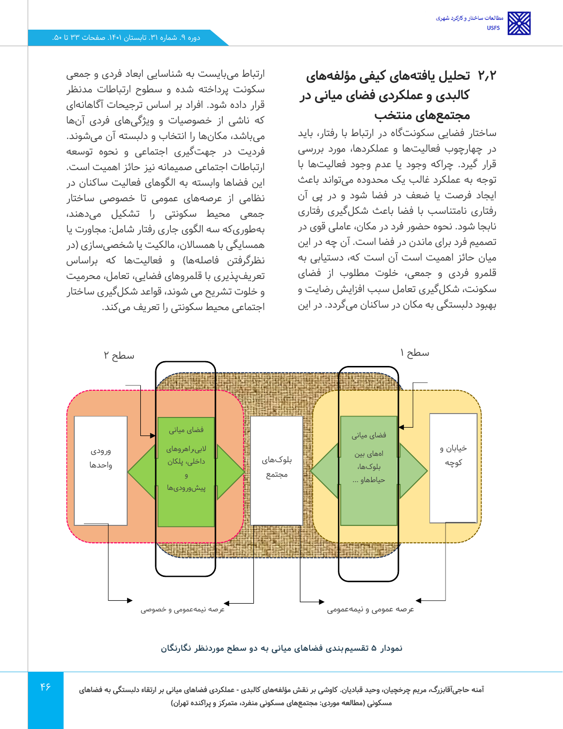## ۲٫۲ تحلیل یافته‌های کیفی مؤلفه‌های کالبدی و عملکردی فضای میانی در مجتمع‌های منتخب

ساختار فضایی سکونتگاه در ارتباط با رفتار، باید در چهارچوب فعالیت‌ها و عملکردها، مورد بررسی قرار گیرد. چراکه وجود یا عدم وجود فعالیت‌ها با توجه به عملکرد غالب یک محدوده می‌تواند باعث ایجاد فرصت یا ضعف در فضا شود و در پی آن رفتاری نامتناسب با فضا باعث شکل‌گیری رفتاری نابجا شود. نحوه حضور فرد در مکان، عاملی قوی در تصمیم فرد برای ماندن در فضا است. آن چه در این میان حائز اهمیت است آن است که، دستیابی به قلمرو فردی و جمعی، خلوت مطلوب از فضای سکونت، شکل‌گیری تعامل سبب افزایش رضایت و بهبود دلبستگی به مکان در ساکنان می‌گردد. در این ارتباط می‌بایست به شناسایی ابعاد فردی و جمعی سکونت پرداخته شده و سطوح ارتباطات مدنظر قرار داده شود. افراد بر اساس ترجیحات آگاهانه‌ای که ناشی از خصوصیات و ویژگی‌های فردی آن‌ها می‌باشد، مکان‌ها را انتخاب و دلبسته آن می‌شوند. فردیت در جهت‌گیری اجتماعی و نحوه توسعه ارتباطات اجتماعی صمیمانه نیز حائز اهمیت است. این فضاها وابسته به الگوهای فعالیت ساکنان در نظامی از عرصه‌های عمومی تا خصوصی ساختار جمعی محیط سکونتی را تشکیل می‌دهند، به‌طوری‌که سه الگوی جاری رفتار شامل: مجاورت یا همسایگی با همسالان، مالکیت یا شخصی‌سازی (در نظرگرفتن فاصله‌ها) و فعالیت‌ها که براساس تعریف‌پذیری با قلمروهای فضایی، تعامل، محرمیت و خلوت تشریح می شوند، قواعد شکل‌گیری ساختار اجتماعی محیط سکونتی را تعریف می‌کند.

سطح ۱

سطح ۲

خیابان و کوچه

فضای میانی
اهای بین بلوک‌ها، حیاطها ...

بلوک‌های مجتمع

فضای میانی
لابی‌راهروهای داخلی، پلکان و پیش‌ورودی‌ها

ورودی واحدها

عرصه عمومی و نیمه‌عمومی

عرصه نیمه‌عمومی و خصوصی

نمودار ۵ تقسیم‌بندی فضاهای میانی به دو سطح موردنظر نگارنگان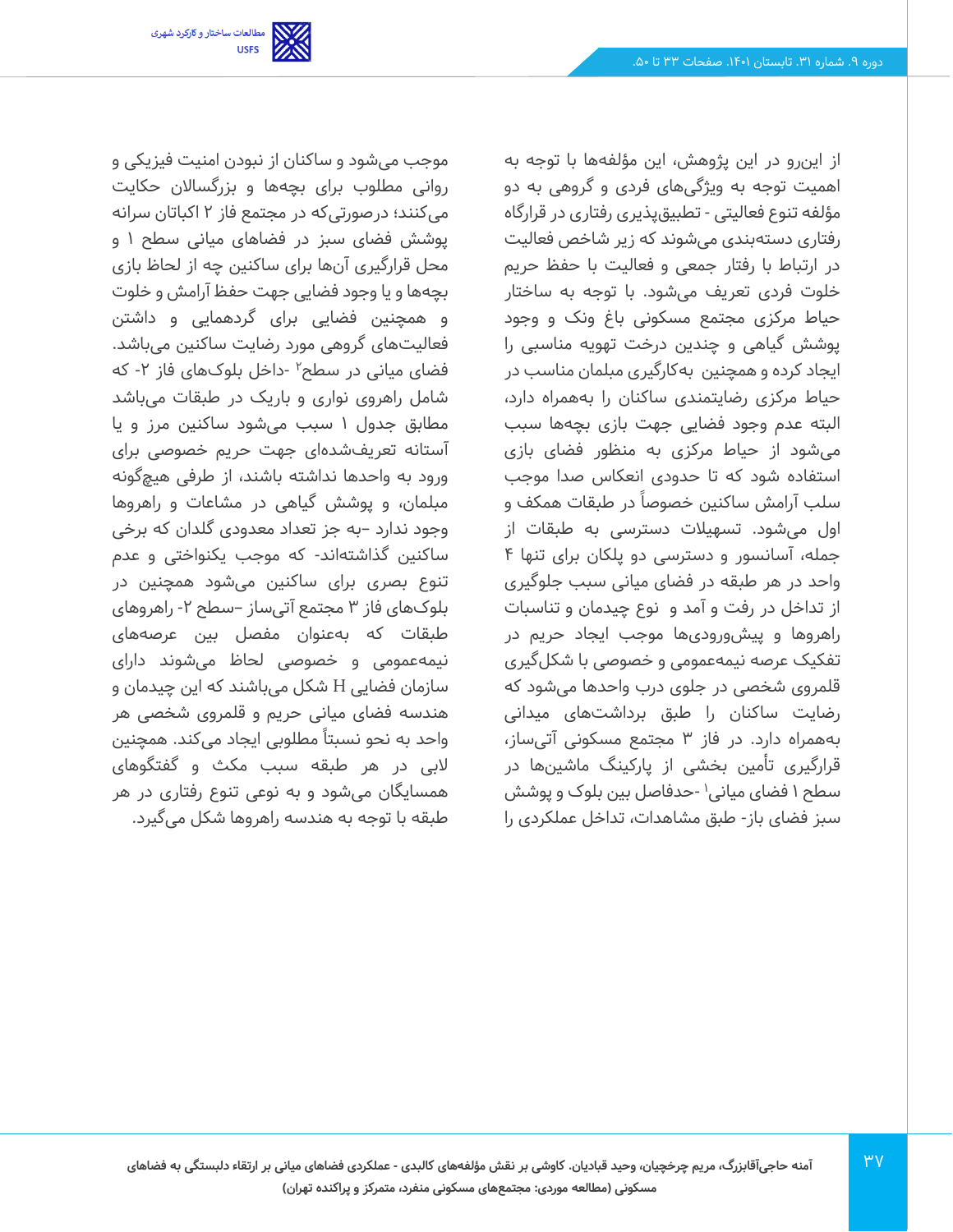از این‌رو در این پژوهش، این مؤلفه‌ها با توجه به اهمیت توجه به ویژگی‌های فردی و گروهی به دو مؤلفه تنوع فعالیتی - تطبیق‌پذیری رفتاری در قرارگاه رفتاری دسته‌بندی می‌شوند که زیر شاخص فعالیت در ارتباط با رفتار جمعی و فعالیت با حفظ حریم خلوت فردی تعریف می‌شود. با توجه به ساختار حیاط مرکزی مجتمع مسکونی باغ ونک و وجود پوشش گیاهی و چندین درخت تهویه مناسبی را ایجاد کرده و همچنین به‌کارگیری مبلمان مناسب در حیاط مرکزی رضایتمندی ساکنان را به‌همراه دارد، البته عدم وجود فضایی جهت بازی بچه‌ها سبب می‌شود از حیاط مرکزی به منظور فضای بازی استفاده شود که تا حدودی انعکاس صدا موجب سلب آرامش ساکنین خصوصاً در طبقات همکف و اول می‌شود. تسهیلات دسترسی به طبقات از جمله، آسانسور و دسترسی دو پلکان برای تنها ۴ واحد در هر طبقه در فضای میانی سبب جلوگیری از تداخل در رفت و آمد و نوع چیدمان و تناسبات راهروها و پیش‌ورودی‌ها موجب ایجاد حریم در تفکیک عرصه نیمه‌عمومی و خصوصی با شکل‌گیری قلمروی شخصی در جلوی درب واحدها می‌شود که رضایت ساکنان را طبق برداشت‌های میدانی به‌همراه دارد. در فاز ۳ مجتمع مسکونی آتی‌ساز، قرارگیری تأمین بخشی از پارکینگ ماشین‌ها در سطح ۱ فضای میانی[1] -حدفاصل بین بلوک و پوشش سبز فضای باز- طبق مشاهدات، تداخل عملکردی را موجب می‌شود و ساکنان از نبودن امنیت فیزیکی و روانی مطلوب برای بچه‌ها و بزرگسالان حکایت می‌کنند؛ درصورتی‌که در مجتمع فاز ۲ اکباتان سرانه پوشش فضای سبز در فضاهای میانی سطح ۱ و محل قرارگیری آن‌ها برای ساکنین چه از لحاظ بازی بچه‌ها و یا وجود فضایی جهت حفظ آرامش و خلوت و همچنین فضایی برای گردهمایی و داشتن فعالیت‌های گروهی مورد رضایت ساکنین می‌باشد. فضای میانی در سطح[2] -داخل بلوک‌های فاز ۲- که شامل راهروی نواری و باریک در طبقات می‌باشد مطابق جدول ۱ سبب می‌شود ساکنین مرز و یا آستانه تعریف‌شده‌ای جهت حریم خصوصی برای ورود به واحدها نداشته باشند، از طرفی هیچ‌گونه مبلمان، و پوشش گیاهی در مشاعات و راهروها وجود ندارد -به جز تعداد معدودی گلدان که برخی ساکنین گذاشته‌اند- که موجب یکنواختی و عدم تنوع بصری برای ساکنین می‌شود همچنین در بلوک‌های فاز ۳ مجتمع آتی‌ساز -سطح ۲- راهروهای طبقات که به‌عنوان مفصل بین عرصه‌های نیمه‌عمومی و خصوصی لحاظ می‌شوند دارای سازمان فضایی H شکل می‌باشند که این چیدمان و هندسه فضای میانی حریم و قلمروی شخصی هر واحد به نحو نسبتاً مطلوبی ایجاد می‌کند. همچنین لابی در هر طبقه سبب مکث و گفتگوهای همسایگان می‌شود و به نوعی تنوع رفتاری در هر طبقه با توجه به هندسه راهروها شکل می‌گیرد.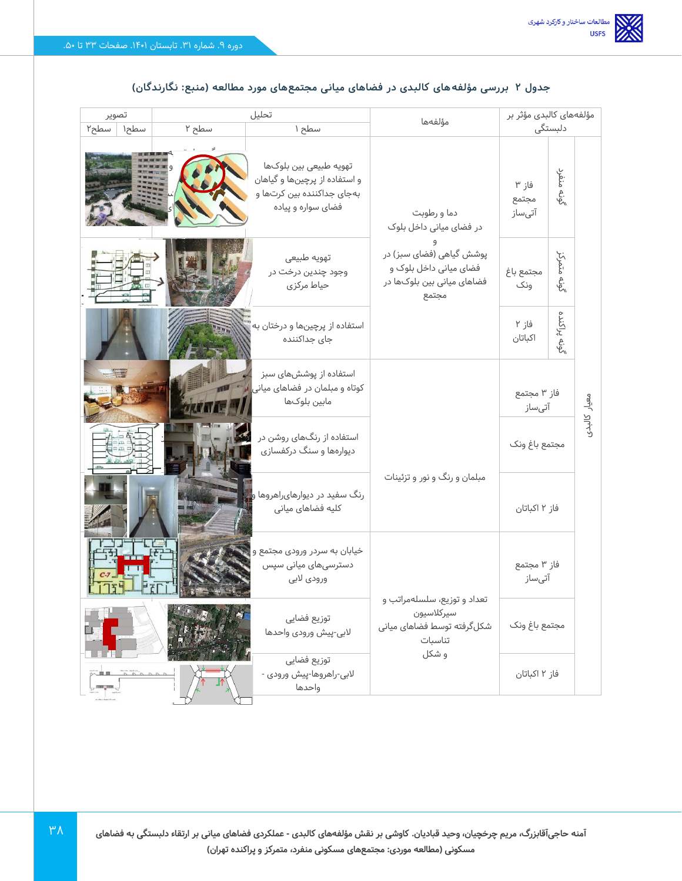جدول ۲  بررسی مؤلفه‌های کالبدی در فضاهای میانی مجتمع‌های مورد مطالعه (منبع: نگارندگان)

| مؤلفه‌های کالبدی مؤثر بر دلبستگی | | | مؤلفه‌ها | تحلیل | | تصویر | |
|---|---|---|---|---|---|---|---|
| | | | | سطح ۱ | سطح ۲ | سطح۱ | سطح۲ |
| معیار کالبدی | گونه منفرد | فاز ۳ مجتمع آتی‌ساز | دما و رطوبت در فضای میانی داخل بلوک و پوشش گیاهی (فضای سبز) در فضای میانی داخل بلوک و فضاهای میانی بین بلوک‌ها در مجتمع | تهویه طبیعی بین بلوک‌ها و استفاده از پرچین‌ها و گیاهان به‌جای جداکننده بین کرت‌ها و فضای سواره و پیاده | | | |
| | گونه متمرکز | مجتمع باغ ونک | | تهویه طبیعی وجود چندین درخت در حیاط مرکزی | | | |
| | گونه پراکنده | فاز ۲ اکباتان | | استفاده از پرچین‌ها و درختان به جای جداکننده | | | |
| | | فاز ۳ مجتمع آتی‌ساز | مبلمان و رنگ و نور و تزئینات | استفاده از پوشش‌های سبز کوتاه و مبلمان در فضاهای میانی مابین بلوک‌ها | | | |
| | | مجتمع باغ ونک | | استفاده از رنگ‌های روشن در دیواره‌ها و سنگ درکفسازی | | | |
| | | فاز ۲ اکباتان | | رنگ سفید در دیوارهای‌راهروها و کلیه فضاهای میانی | | | |
| | | فاز ۳ مجتمع آتی‌ساز | تعداد و توزیع، سلسله‌مراتب و سیرکلاسیون شکل‌گرفته توسط فضاهای میانی تناسات و شکل | خیابان به سردر ورودی مجتمع و دسترسی‌های میانی سپس ورودی لابی | | | |
| | | مجتمع باغ ونک | | توزیع فضایی لابی-پیش ورودی واحدها | | | |
| | | فاز ۲ اکباتان | | توزیع فضایی لابی-راهروها-پیش ورودی - واحدها | | | |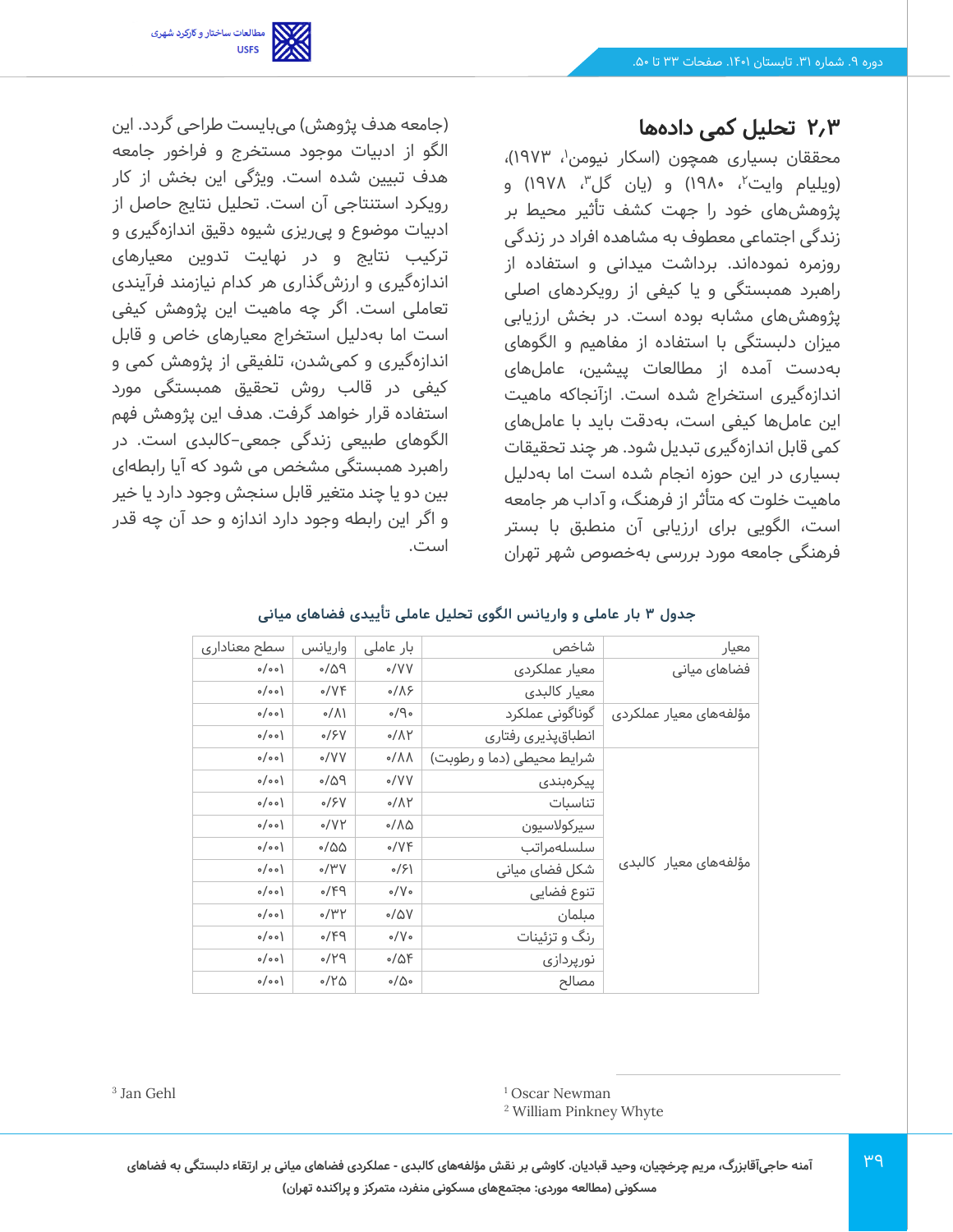## ۲٫۳ تحلیل کمی داده‌ها

محققان بسیاری همچون (اسکار نیومن[1]، ۱۹۷۳)، (ویلیام وایت[2]، ۱۹۸۰) و (یان گل[3]، ۱۹۷۸) و پژوهش‌های خود را جهت کشف تأثیر محیط بر زندگی اجتماعی معطوف به مشاهده افراد در زندگی روزمره نموده‌اند. برداشت میدانی و استفاده از راهبرد همبستگی و یا کیفی از رویکردهای اصلی پژوهش‌های مشابه بوده است. در بخش ارزیابی میزان دلبستگی با استفاده از مفاهیم و الگوهای به‌دست آمده از مطالعات پیشین، عامل‌های اندازه‌گیری استخراج شده است. ازآنجاکه ماهیت این عامل‌ها کیفی است، به‌دقت باید با عامل‌های کمی قابل اندازه‌گیری تبدیل شود. هر چند تحقیقات بسیاری در این حوزه انجام شده است اما به‌دلیل ماهیت خلوت که متأثر از فرهنگ، و آداب هر جامعه است، الگویی برای ارزیابی آن منطبق با بستر فرهنگی جامعه مورد بررسی به‌خصوص شهر تهران (جامعه هدف پژوهش) می‌بایست طراحی گردد. این الگو از ادبیات موجود مستخرج و فراخور جامعه هدف تبیین شده است. ویژگی این بخش از کار رویکرد استنتاجی آن است. تحلیل نتایج حاصل از ادبیات موضوع و پی‌ریزی شیوه دقیق اندازه‌گیری و ترکیب نتایج و در نهایت تدوین معیارهای اندازه‌گیری و ارزش‌گذاری هر کدام نیازمند فرآیندی تعاملی است. اگر چه ماهیت این پژوهش کیفی است اما به‌دلیل استخراج معیارهای خاص و قابل اندازه‌گیری و کمی‌شدن، تلفیقی از پژوهش کمی و کیفی در قالب روش تحقیق همبستگی مورد استفاده قرار خواهد گرفت. هدف این پژوهش فهم الگوهای طبیعی زندگی جمعی-کالبدی است. در راهبرد همبستگی مشخص می شود که آیا رابطه‌ای بین دو یا چند متغیر قابل سنجش وجود دارد یا خیر و اگر این رابطه وجود دارد اندازه و حد آن چه قدر است.

**جدول ۳ بار عاملی و واریانس الگوی تحلیل عاملی تأییدی فضاهای میانی**

| معیار | شاخص | بار عاملی | واریانس | سطح معناداری |
|---|---|---|---|---|
| فضاهای میانی | معیار عملکردی | ۰/۷۷ | ۰/۵۹ | ۰/۰۰۱ |
| | معیار کالبدی | ۰/۸۶ | ۰/۷۴ | ۰/۰۰۱ |
| مؤلفه‌های معیار عملکردی | گوناگونی عملکرد | ۰/۹۰ | ۰/۸۱ | ۰/۰۰۱ |
| | انطباق‌پذیری رفتاری | ۰/۸۲ | ۰/۶۷ | ۰/۰۰۱ |
| مؤلفه‌های معیار کالبدی | شرایط محیطی (دما و رطوبت) | ۰/۸۸ | ۰/۷۷ | ۰/۰۰۱ |
| | پیکره‌بندی | ۰/۷۷ | ۰/۵۹ | ۰/۰۰۱ |
| | تناسبات | ۰/۸۲ | ۰/۶۷ | ۰/۰۰۱ |
| | سیرکولاسیون | ۰/۸۵ | ۰/۷۲ | ۰/۰۰۱ |
| | سلسله‌مراتب | ۰/۷۴ | ۰/۵۵ | ۰/۰۰۱ |
| | شکل فضای میانی | ۰/۶۱ | ۰/۳۷ | ۰/۰۰۱ |
| | تنوع فضایی | ۰/۷۰ | ۰/۴۹ | ۰/۰۰۱ |
| | مبلمان | ۰/۵۷ | ۰/۳۲ | ۰/۰۰۱ |
| | رنگ و تزئینات | ۰/۷۰ | ۰/۴۹ | ۰/۰۰۱ |
| | نورپردازی | ۰/۵۴ | ۰/۲۹ | ۰/۰۰۱ |
| | مصالح | ۰/۵۰ | ۰/۲۵ | ۰/۰۰۱ |

[1] Oscar Newman
[2] William Pinkney Whyte
[3] Jan Gehl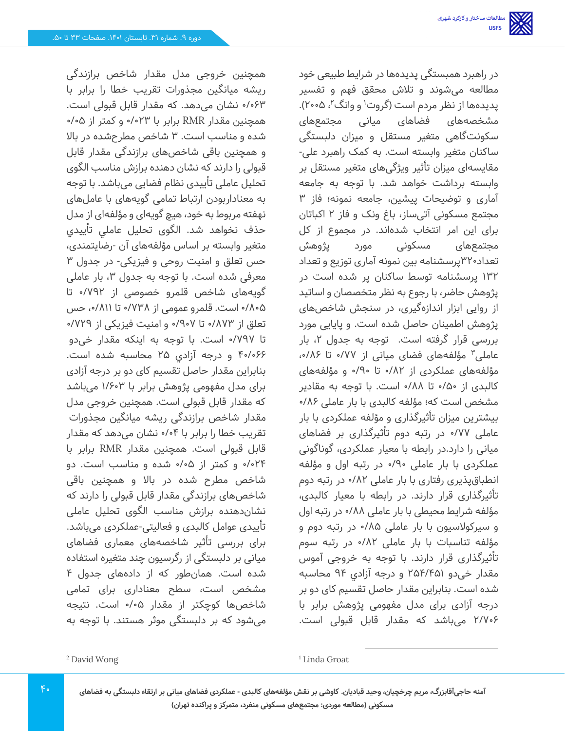در راهبرد همبستگی پدیده‌ها در شرایط طبیعی خود مطالعه می‌شوند و تلاش محقق فهم و تفسیر پدیده‌ها از نظر مردم است (گروت[1] و وانگ[2]، ۲۰۰۵). مشخصه‌های فضاهای میانی مجتمع‌های سکونت‌گاهی متغیر مستقل و میزان دلبستگی ساکنان متغیر وابسته است. به کمک راهبرد علی-مقایسه‌ای میزان تأثیر ویژگی‌های متغیر مستقل بر وابسته برداشت خواهد شد. با توجه به جامعه آماری و توضیحات پیشین، جامعه نمونه؛ فاز ۳ مجتمع مسکونی آتی‌ساز، باغ ونک و فاز ۲ اکباتان برای این امر انتخاب شده‌اند. در مجموع از کل مجتمع‌های مسکونی مورد پژوهش تعداد۳۲۰پرسشنامه بین نمونه آماری توزیع و تعداد ۱۳۲ پرسشنامه توسط ساکنان پر شده است در پژوهش حاضر، با رجوع به نظر متخصصان و اساتید از روایی ابزار اندازه‌گیری، در سنجش شاخص‌های پژوهش اطمینان حاصل شده است. و پایایی مورد بررسی قرار گرفته است. توجه به جدول ۲، بار عاملی[3] مؤلفه‌های فضای میانی از ۰/۷۷ تا ۰/۸۶، مؤلفه‌های عملکردی از ۰/۸۲ تا ۰/۹۰ و مؤلفه‌های کالبدی از ۰/۵۰ تا ۰/۸۸ است. با توجه به مقادیر مشخص است که؛ مؤلفه کالبدی با بار عاملی ۰/۸۶ بیشترین میزان تأثیرگذاری و مؤلفه عملکردی با بار عاملی ۰/۷۷ در رتبه دوم تأثیرگذاری بر فضاهای میانی را دارد.در رابطه با معیار عملکردی، گوناگونی عملکردی با بار عاملی ۰/۹۰ در رتبه اول و مؤلفه انطباق‌پذیری رفتاری با بار عاملی ۰/۸۲ در رتبه دوم تأثیرگذاری قرار دارند. در رابطه با معیار کالبدی، مؤلفه شرایط محیطی با بار عاملی ۰/۸۸ در رتبه اول و سیرکولاسیون با بار عاملی ۰/۸۵ در رتبه دوم و مؤلفه تناسبات با بار عاملی ۰/۸۲ در رتبه سوم تأثیرگذاری قرار دارند. با توجه به خروجی آموس مقدار خی‌دو ۲۵۴/۴۵۱ و درجه آزادي ۹۴ محاسبه شده است. بنابراین مقدار حاصل تقسیم کای دو بر درجه آزادی برای مدل مفهومی پژوهش برابر با ۲/۷۰۶ می‌باشد که مقدار قابل قبولی است.

همچنین خروجی مدل مقدار شاخص برازندگی ریشه میانگین مجذورات تقریب خطا را برابر با ۰/۰۶۳ نشان می‌دهد. که مقدار قابل قبولی است. همچنین مقدار RMR برابر با ۰/۰۲۳ و کمتر از ۰/۰۵ شده و مناسب است. ۳ شاخص مطرح‌شده در بالا و همچنین باقی شاخص‌های برازندگی مقدار قابل قبولی را دارند که نشان دهنده برازش مناسب الگوی تحلیل عاملی تأییدی نظام فضایی می‌باشد. با توجه به معنادار‌بودن ارتباط تمامی گویه‌های با عامل‌های نهفته مربوط به خود، هیچ گویه‌ای و مؤلفه‌ای از مدل حذف نخواهد شد. الگوی تحلیل عاملي تأییدي متغیر وابسته بر اساس مؤلفه‌های آن -رضایتمندی، حس تعلق و امنیت روحی و فیزیکی- در جدول ۳ معرفی شده است. با توجه به جدول ۳، بار عاملی گویه‌های شاخص قلمرو خصوصی از ۰/۷۹۲ تا ۰/۸۰۵ است. قلمرو عمومی از ۰/۷۳۸ تا ۰/۸۱۱، حس تعلق از ۰/۸۷۳ تا ۰/۹۰۷ و امنیت فیزیکی از ۰/۷۲۹ تا ۰/۷۹۷ است. با توجه به اینکه مقدار خی‌دو ۴۰/۰۶۶ و درجه آزادي ۲۵ محاسبه شده است. بنابراین مقدار حاصل تقسیم کای دو بر درجه آزادی برای مدل مفهومی پژوهش برابر با ۱/۶۰۳ می‌باشد که مقدار قابل قبولی است. همچنین خروجی مدل مقدار شاخص برازندگی ریشه میانگین مجذورات تقریب خطا را برابر با ۰/۰۴ نشان می‌دهد که مقدار قابل قبولی است. همچنین مقدار RMR برابر با ۰/۰۲۴ و کمتر از ۰/۰۵ شده و مناسب است. دو شاخص مطرح شده در بالا و همچنین باقی شاخص‌های برازندگی مقدار قابل قبولی را دارند که نشان‌دهنده برازش مناسب الگوی تحلیل عاملی تأییدی عوامل کالبدی و فعالیتی-عملکردی می‌باشد. برای بررسی تأثیر شاخصه‌های معماری فضاهای میانی بر دلبستگی از رگرسیون چند متغیره استفاده شده است. همان‌طور که از داده‌های جدول ۴ مشخص است، سطح معناداری برای تمامی شاخص‌ها کوچکتر از مقدار ۰/۰۵ است. نتیجه می‌شود که بر دلبستگی موثر هستند. با توجه به

---

[1] Linda Groat

[2] David Wong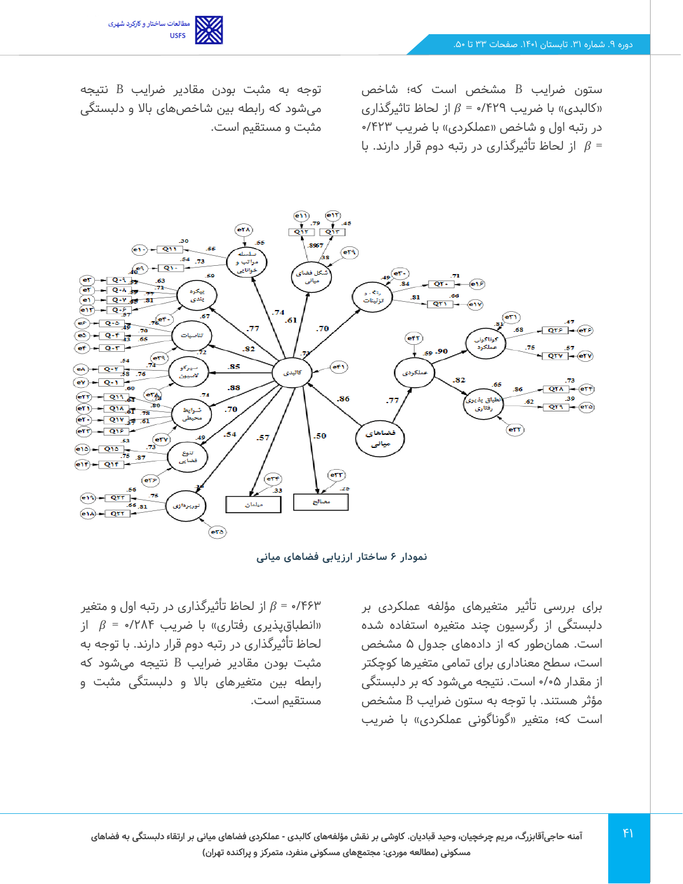ستون ضرایب B مشخص است که؛ شاخص «کالبدی» با ضریب $\beta$ = ۰/۴۲۹ از لحاظ تاثیرگذاری در رتبه اول و شاخص «عملکردی» با ضریب ۰/۴۲۳ = $\beta$ از لحاظ تأثیرگذاری در رتبه دوم قرار دارند. با توجه به مثبت بودن مقادیر ضرایب B نتیجه می‌شود که رابطه بین شاخص‌های بالا و دلبستگی مثبت و مستقیم است.

نمودار ۶ ساختار ارزیابی فضاهای میانی

برای بررسی تأثیر متغیرهای مؤلفه عملکردی بر دلبستگی از رگرسیون چند متغیره استفاده شده است. همان‌طور که از داده‌های جدول ۵ مشخص است، سطح معناداری برای تمامی متغیرها کوچکتر از مقدار ۰/۰۵ است. نتیجه می‌شود که بر دلبستگی مؤثر هستند. با توجه به ستون ضرایب B مشخص است که؛ متغیر «گوناگونی عملکردی» با ضریب $\beta$ = ۰/۴۶۳ از لحاظ تأثیرگذاری در رتبه اول و متغیر «انطباق‌پذیری رفتاری» با ضریب ۰/۲۸۴ = $\beta$ از لحاظ تأثیرگذاری در رتبه دوم قرار دارند. با توجه به مثبت بودن مقادیر ضرایب B نتیجه می‌شود که رابطه بین متغیرهای بالا و دلبستگی مثبت و مستقیم است.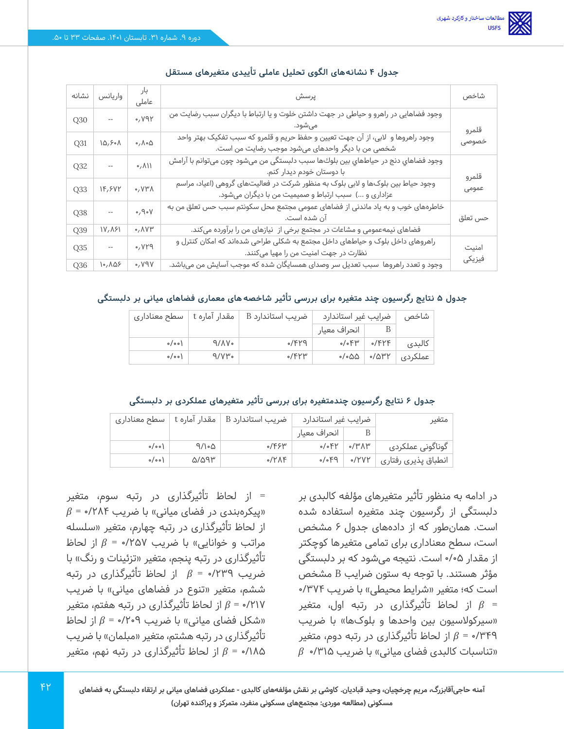جدول ۴ نشانه‌های الگوی تحلیل عاملی تأییدی متغیرهای مستقل

| شاخص | پرسش | بار عاملی | واریانس | نشانه |
|---|---|---|---|---|
| قلمرو خصوصی | وجود فضاهایی در راهرو و حیاطی در جهت داشتن خلوت و یا ارتباط با دیگران سبب رضایت من می‌شود. | ۰٫۷۹۲ | -- | Q30 |
| | وجود راهروها و لابی، از آن جهت تعیین و حفظ حریم و قلمرو که سبب تفکیک بهتر واحد شخصی من با دیگر واحدهای می‌شود موجب رضایت من است. | ۰٫۸۰۵ | ۱۵٫۶۰۸ | Q31 |
| قلمرو عمومی | وجود فضاهاي دنج در حياطهاي بين بلوك‌ها سبب دلبستگي من مي‌شود چون مي‌توانم با آرامش با دوستان خودم ديدار كنم. | ۰٫۸۱۱ | -- | Q32 |
| | وجود حیاط بین بلوک‌ها و لابی بلوک به منظور شرکت در فعالیت‌های گروهی (اعیاد، مراسم عزاداری و ...) سبب ارتباط و صمیمیت من با دیگران می‌شود. | ۰٫۷۳۸ | ۱۴٫۶۷۲ | Q33 |
| حس تعلق | خاطره‌های خوب و به یاد ماندنی از فضاهای عمومی مجتمع محل سکونتم سبب حس تعلق من به آن شده است. | ۰٫۹۰۷ | -- | Q38 |
| | فضاهای نیمه‌عمومی و مشاعات در مجتمع برخی از نیازهای من را برآورده می‌کند. | ۰٫۸۷۳ | ۱۷٫۸۶۱ | Q39 |
| امنیت فیزیکی | راهروهای داخل بلوک و حیاطهای داخل مجتمع به شکلی طراحی شده‌اند که امکان کنترل و نظارت در جهت امنیت من را مهیا می‌کنند. | ۰٫۷۲۹ | -- | Q35 |
| | وجود و تعدد راهروها سبب تعدیل سر وصدای همسایگان شده که موجب آسایش من می‌باشد. | ۰٫۷۹۷ | ۱۰٫۸۵۶ | Q36 |

جدول ۵ نتایج رگرسیون چند متغیره برای بررسی تأثیر شاخصه های معماری فضاهای میانی بر دلبستگی

| شاخص | ضرایب غیر استاندارد | | ضریب استاندارد B | مقدار آماره t | سطح معناداری |
|---|---|---|---|---|---|
| | B | انحراف معیار | | | |
| کالبدی | ۰/۴۲۴ | ۰/۰۴۳ | ۰/۴۲۹ | ۹/۸۷۰ | ۰/۰۰۱ |
| عملکردی | ۰/۵۳۲ | ۰/۰۵۵ | ۰/۴۲۳ | ۹/۷۳۰ | ۰/۰۰۱ |

جدول ۶ نتایج رگرسیون چندمتغیره برای بررسی تأثیر متغیرهای عملکردی بر دلبستگی

| متغیر | ضرایب غیر استاندارد | | ضریب استاندارد B | مقدار آماره t | سطح معناداری |
|---|---|---|---|---|---|
| | B | انحراف معیار | | | |
| گوناگونی عملکردی | ۰/۳۸۳ | ۰/۰۴۲ | ۰/۴۶۳ | ۹/۱۰۵ | ۰/۰۰۱ |
| انطباق پذیری رفتاری | ۰/۲۷۲ | ۰/۰۴۹ | ۰/۲۸۴ | ۵/۵۹۳ | ۰/۰۰۱ |

در ادامه به منظور تأثیر متغیرهای مؤلفه کالبدی بر دلبستگی از رگرسیون چند متغیره استفاده شده است. همان‌طور که از داده‌های جدول ۶ مشخص است، سطح معناداری برای تمامی متغیرها کوچکتر از مقدار ۰/۰۵ است. نتیجه می‌شود که بر دلبستگی مؤثر هستند. با توجه به ستون ضرایب B مشخص است که؛ متغیر «شرایط محیطی» با ضریب ۰/۳۷۴ = $\beta$ از لحاظ تأثیرگذاری در رتبه اول، متغیر «سیرکولاسیون بین واحدها و بلوک‌ها» با ضریب ۰/۳۴۹ = $\beta$ از لحاظ تأثیرگذاری در رتبه دوم، متغیر «تناسبات کالبدی فضای میانی» با ضریب ۰/۳۱۵ $\beta$ = از لحاظ تأثیرگذاری در رتبه سوم، متغیر «پیکره‌بندی در فضای میانی» با ضریب ۰/۲۸۴ = $\beta$ از لحاظ تأثیرگذاری در رتبه چهارم، متغیر «سلسله مراتب و خوانایی» با ضریب ۰/۲۵۷ = $\beta$ از لحاظ تأثیرگذاری در رتبه پنجم، متغیر «تزئینات و رنگ» با ضریب ۰/۲۳۹ = $\beta$ از لحاظ تأثیرگذاری در رتبه ششم، متغیر «تنوع در فضاهای میانی» با ضریب ۰/۲۱۷ = $\beta$ از لحاظ تأثیرگذاری در رتبه هفتم، متغیر «شکل فضای میانی» با ضریب ۰/۲۰۹ = $\beta$ از لحاظ تأثیرگذاری در رتبه هشتم، متغیر «مبلمان» با ضریب ۰/۱۸۵ = $\beta$ از لحاظ تأثیرگذاری در رتبه نهم، متغیر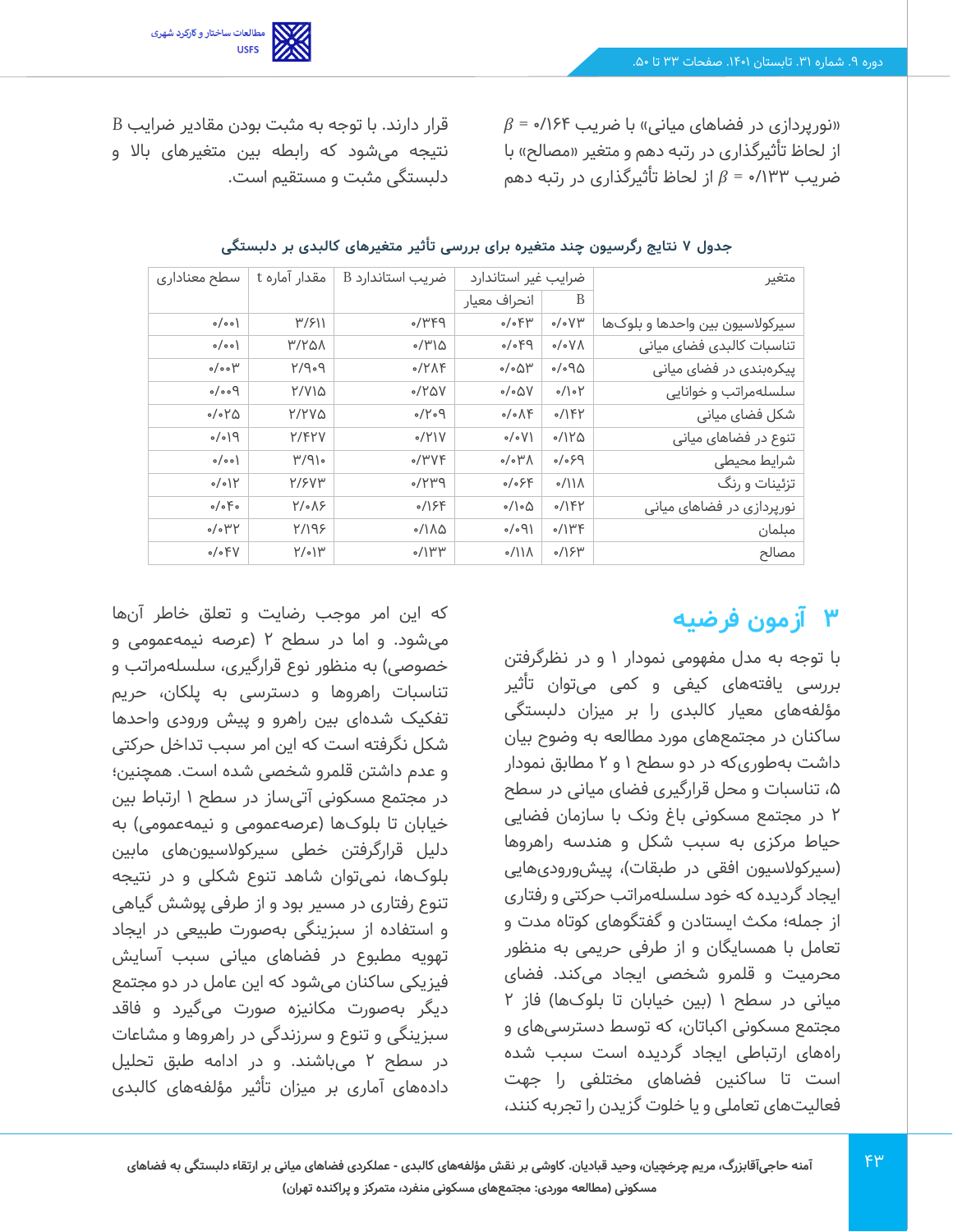«نورپردازی در فضاهای میانی» با ضریب $\beta$ = ۰/۱۶۴ از لحاظ تأثیرگذاری در رتبه دهم و متغیر «مصالح» با ضریب $\beta$ = ۰/۱۳۳ از لحاظ تأثیرگذاری در رتبه دهم قرار دارند. با توجه به مثبت بودن مقادیر ضرایب B نتیجه می‌شود که رابطه بین متغیرهای بالا و دلبستگی مثبت و مستقیم است.

**جدول ۷ نتایج رگرسیون چند متغیره برای بررسی تأثیر متغیرهای کالبدی بر دلبستگی**

| متغیر | ضرایب غیر استاندارد | | ضریب استاندارد B | مقدار آماره t | سطح معناداری |
|---|---|---|---|---|---|
| | B | انحراف معیار | | | |
| سیرکولاسیون بین واحدها و بلوک‌ها | ۰/۰۷۳ | ۰/۰۴۳ | ۰/۳۴۹ | ۳/۶۱۱ | ۰/۰۰۱ |
| تناسبات کالبدی فضای میانی | ۰/۰۷۸ | ۰/۰۴۹ | ۰/۳۱۵ | ۳/۲۵۸ | ۰/۰۰۱ |
| پیکره‌بندی در فضای میانی | ۰/۰۹۵ | ۰/۰۵۳ | ۰/۲۸۴ | ۲/۹۰۹ | ۰/۰۰۳ |
| سلسله‌مراتب و خوانایی | ۰/۱۰۲ | ۰/۰۵۷ | ۰/۲۵۷ | ۲/۷۱۵ | ۰/۰۰۹ |
| شکل فضای میانی | ۰/۱۴۲ | ۰/۰۸۴ | ۰/۲۰۹ | ۲/۲۷۵ | ۰/۰۲۵ |
| تنوع در فضاهای میانی | ۰/۱۲۵ | ۰/۰۷۱ | ۰/۲۱۷ | ۲/۴۲۷ | ۰/۰۱۹ |
| شرایط محیطی | ۰/۰۶۹ | ۰/۰۳۸ | ۰/۳۷۴ | ۳/۹۱۰ | ۰/۰۰۱ |
| تزئینات و رنگ | ۰/۱۱۸ | ۰/۰۶۴ | ۰/۲۳۹ | ۲/۶۷۳ | ۰/۰۱۲ |
| نورپردازی در فضاهای میانی | ۰/۱۴۲ | ۰/۱۰۵ | ۰/۱۶۴ | ۲/۰۸۶ | ۰/۰۴۰ |
| مبلمان | ۰/۱۳۴ | ۰/۰۹۱ | ۰/۱۸۵ | ۲/۱۹۶ | ۰/۰۳۲ |
| مصالح | ۰/۱۶۳ | ۰/۱۱۸ | ۰/۱۳۳ | ۲/۰۱۳ | ۰/۰۴۷ |

## ۳ آزمون فرضیه

با توجه به مدل مفهومی نمودار ۱ و در نظرگرفتن بررسی یافته‌های کیفی و کمی می‌توان تأثیر مؤلفه‌های معیار کالبدی را بر میزان دلبستگی ساکنان در مجتمع‌های مورد مطالعه به وضوح بیان داشت به‌طوری‌که در دو سطح ۱ و ۲ مطابق نمودار ۵، تناسبات و محل قرارگیری فضای میانی در سطح ۲ در مجتمع مسکونی باغ ونک با سازمان فضایی حیاط مرکزی به سبب شکل و هندسه راهروها (سیرکولاسیون افقی در طبقات)، پیش‌ورودی‌هایی ایجاد گردیده که خود سلسله‌مراتب حرکتی و رفتاری از جمله؛ مکث ایستادن و گفتگوهای کوتاه مدت و تعامل با همسایگان و از طرفی حریمی به منظور محرمیت و قلمرو شخصی ایجاد می‌کند. فضای میانی در سطح ۱ (بین خیابان تا بلوک‌ها) فاز ۲ مجتمع مسکونی اکباتان، که توسط دسترسی‌های و راه‌های ارتباطی ایجاد گردیده است سبب شده است تا ساکنین فضاهای مختلفی را جهت فعالیت‌های تعاملی و یا خلوت گزیدن را تجربه کنند، که این امر موجب رضایت و تعلق خاطر آن‌ها می‌شود. و اما در سطح ۲ (عرصه نیمه‌عمومی و خصوصی) به منظور نوع قرارگیری، سلسله‌مراتب و تناسبات راهروها و دسترسی به پلکان، حریم تفکیک شده‌ای بین راهرو و پیش ورودی واحدها شکل نگرفته است که این امر سبب تداخل حرکتی و عدم داشتن قلمرو شخصی شده است. همچنین؛ در مجتمع مسکونی آتی‌ساز در سطح ۱ ارتباط بین خیابان تا بلوک‌ها (عرصه‌عمومی و نیمه‌عمومی) به دلیل قرارگرفتن خطی سیرکولاسیون‌های مابین بلوک‌ها، نمی‌توان شاهد تنوع شکلی و در نتیجه تنوع رفتاری در مسیر بود و از طرفی پوشش گیاهی و استفاده از سبزینگی به‌صورت طبیعی در ایجاد تهویه مطبوع در فضاهای میانی سبب آسایش فیزیکی ساکنان می‌شود که این عامل در دو مجتمع دیگر به‌صورت مکانیزه صورت می‌گیرد و فاقد سبزینگی و تنوع و سرزندگی در راهروها و مشاعات در سطح ۲ می‌باشند. و در ادامه طبق تحلیل داده‌های آماری بر میزان تأثیر مؤلفه‌های کالبدی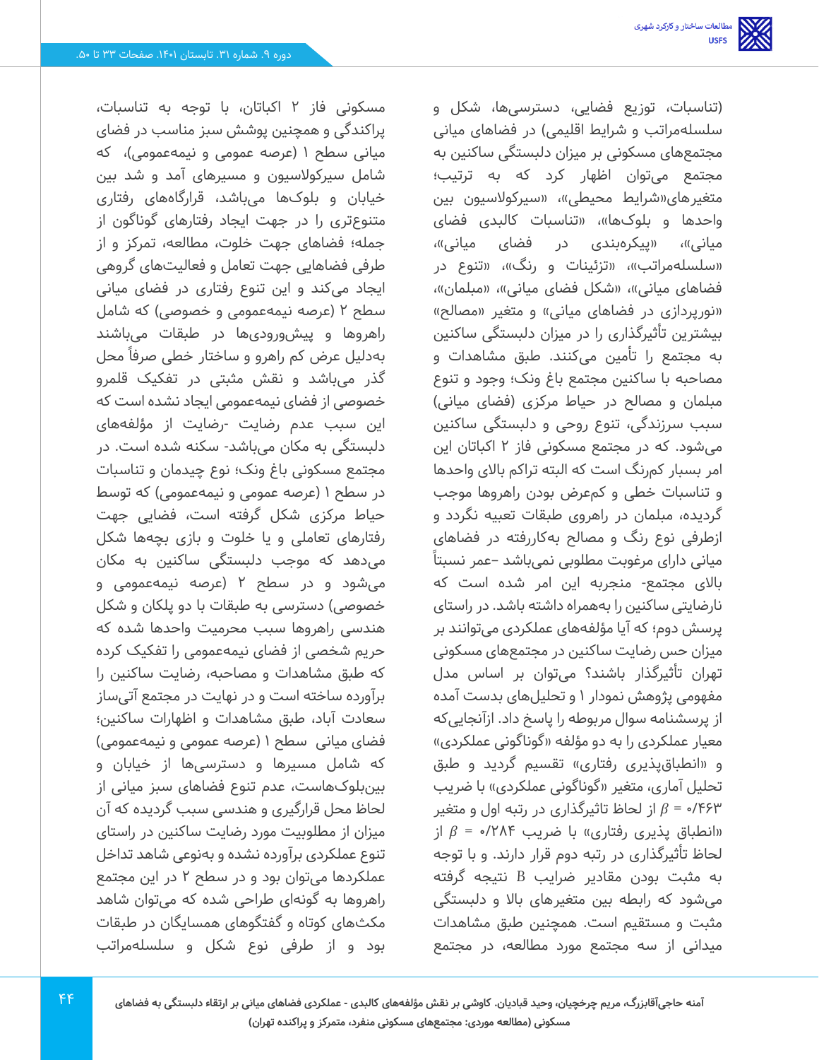(تناسبات، توزیع فضایی، دسترسی‌ها، شکل و سلسله‌مراتب و شرایط اقلیمی) در فضاهای میانی مجتمع‌های مسکونی بر میزان دلبستگی ساکنین به مجتمع می‌توان اظهار کرد که به ترتیب؛ متغیرهای«شرایط محیطی»، «سیرکولاسیون بین واحدها و بلوک‌ها»، «تناسبات کالبدی فضای میانی»، «پیکره‌بندی در فضای میانی»، «سلسله‌مراتب»، «تزئینات و رنگ»، «تنوع در فضاهای میانی»، «شکل فضای میانی»، «مبلمان»، «نورپردازی در فضاهای میانی» و متغیر «مصالح» بیشترین تأثیرگذاری را در میزان دلبستگی ساکنین به مجتمع را تأمین می‌کنند. طبق مشاهدات و مصاحبه با ساکنین مجتمع باغ ونک؛ وجود و تنوع مبلمان و مصالح در حیاط مرکزی (فضای میانی) سبب سرزندگی، تنوع روحی و دلبستگی ساکنین می‌شود. که در مجتمع مسکونی فاز ۲ اکباتان این امر بسیار کم‌رنگ است که البته تراکم بالای واحدها و تناسبات خطی و کم‌عرض بودن راهروها موجب گردیده، مبلمان در راهروی طبقات تعبیه نگردد و ازطرفی نوع رنگ و مصالح به‌کاررفته در فضاهای میانی دارای مرغوبت مطلوبی نمی‌باشد –عمر نسبتاً بالای مجتمع- منجربه این امر شده است که نارضایتی ساکنین را به‌همراه داشته باشد. در راستای پرسش دوم؛ که آیا مؤلفه‌های عملکردی می‌توانند بر میزان حس رضایت ساکنین در مجتمع‌های مسکونی تهران تأثیرگذار باشند؟ می‌توان بر اساس مدل مفهومی پژوهش نمودار ۱ و تحلیل‌های بدست آمده از پرسشنامه سوال مربوطه را پاسخ داد. ازآنجایی‌که معیار عملکردی را به دو مؤلفه «گوناگونی عملکردی» و «انطباق‌پذیری رفتاری» تقسیم گردید و طبق تحلیل آماری، متغیر «گوناگونی عملکردی» با ضریب $\beta$ = ۰/۴۶۳ از لحاظ تاثیرگذاری در رتبه اول و متغیر «انطباق پذیری رفتاری» با ضریب $\beta$ = ۰/۲۸۴ از لحاظ تأثیرگذاری در رتبه دوم قرار دارند. و با توجه به مثبت بودن مقادیر ضرایب $B$ نتیجه گرفته می‌شود که رابطه بین متغیرهای بالا و دلبستگی مثبت و مستقیم است. همچنین طبق مشاهدات میدانی از سه مجتمع مورد مطالعه، در مجتمع مسکونی فاز ۲ اکباتان، با توجه به تناسبات، پراکندگی و همچنین پوشش سبز مناسب در فضای میانی سطح ۱ (عرصه عمومی و نیمه‌عمومی)، که شامل سیرکولاسیون و مسیرهای آمد و شد بین خیابان و بلوک‌ها می‌باشد، قرارگاه‌های رفتاری متنوع‌تری را در جهت ایجاد رفتارهای گوناگون از جمله؛ فضاهای جهت خلوت، مطالعه، تمرکز و از طرفی فضاهایی جهت تعامل و فعالیت‌های گروهی ایجاد می‌کند و این تنوع رفتاری در فضای میانی سطح ۲ (عرصه نیمه‌عمومی و خصوصی) که شامل راهروها و پیش‌ورودی‌ها در طبقات می‌باشند به‌دلیل عرض کم راهرو و ساختار خطی صرفاً محل گذر می‌باشد و نقش مثبتی در تفکیک قلمرو خصوصی از فضای نیمه‌عمومی ایجاد نشده است که این سبب عدم رضایت -رضایت از مؤلفه‌های دلبستگی به مکان می‌باشد- سکنه شده است. در مجتمع مسکونی باغ ونک؛ نوع چیدمان و تناسبات در سطح ۱ (عرصه عمومی و نیمه‌عمومی) که توسط حیاط مرکزی شکل گرفته است، فضایی جهت رفتارهای تعاملی و یا خلوت و بازی بچه‌ها شکل می‌دهد که موجب دلبستگی ساکنین به مکان می‌شود و در سطح ۲ (عرصه نیمه‌عمومی و خصوصی) دسترسی به طبقات با دو پلکان و شکل هندسی راهروها سبب محرمیت واحدها شده که حریم شخصی از فضای نیمه‌عمومی را تفکیک کرده که طبق مشاهدات و مصاحبه، رضایت ساکنین را برآورده ساخته است و در نهایت در مجتمع آتی‌ساز سعادت آباد، طبق مشاهدات و اظهارات ساکنین؛ فضای میانی سطح ۱ (عرصه عمومی و نیمه‌عمومی) که شامل مسیرها و دسترسی‌ها از خیابان و بین‌بلوک‌هاست، عدم تنوع فضاهای سبز میانی از لحاظ محل قرارگیری و هندسی سبب گردیده که آن میزان از مطلوبیت مورد رضایت ساکنین در راستای تنوع عملکردی برآورده نشده و به‌نوعی شاهد تداخل عملکردها می‌توان بود و در سطح ۲ در این مجتمع راهروها به گونه‌ای طراحی شده که می‌توان شاهد مکث‌های کوتاه و گفتگوهای همسایگان در طبقات بود و از طرفی نوع شکل و سلسله‌مراتب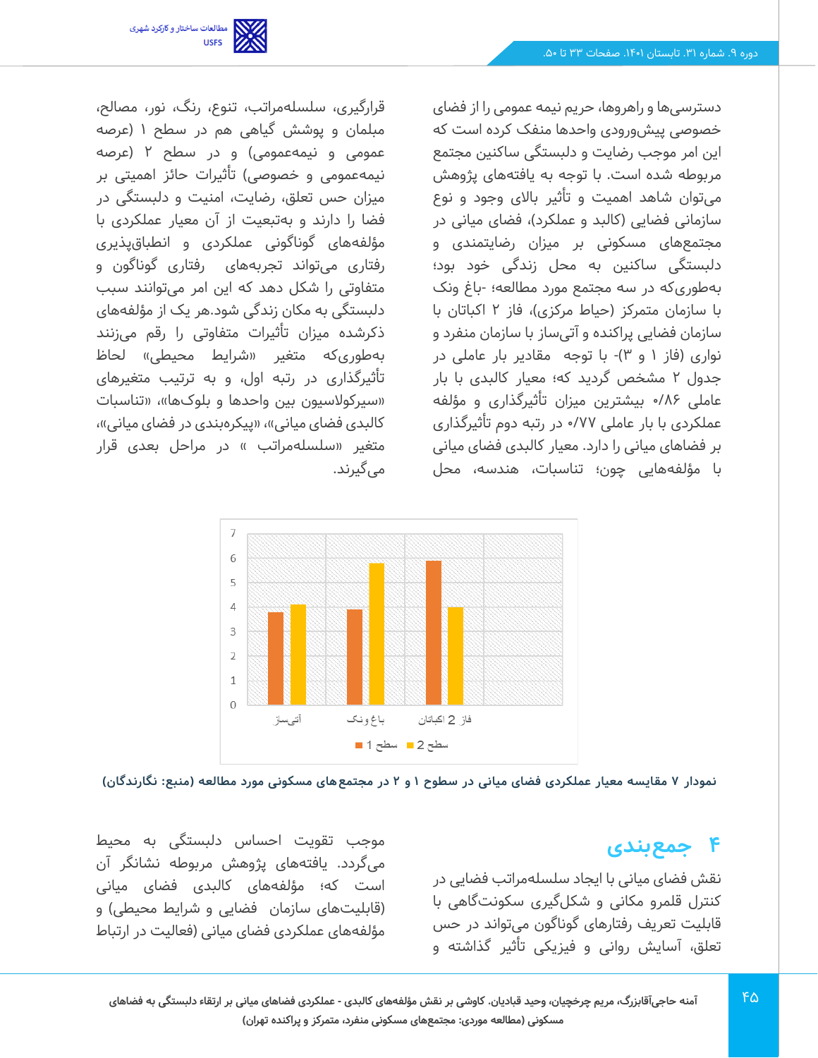دسترسی‌ها و راهروها، حریم نیمه عمومی را از فضای خصوصی پیش‌ورودی واحدها منفک کرده است که این امر موجب رضایت و دلبستگی ساکنین مجتمع مربوطه شده است. با توجه به یافته‌های پژوهش می‌توان شاهد اهمیت و تأثیر بالای وجود و نوع سازمانی فضایی (کالبد و عملکرد)، فضای میانی در مجتمع‌های مسکونی بر میزان رضایتمندی و دلبستگی ساکنین به محل زندگی خود بود؛ به‌طوری‌که در سه مجتمع مورد مطالعه؛ -باغ ونک با سازمان متمرکز (حیاط مرکزی)، فاز ۲ اکباتان با سازمان فضایی پراکنده و آتی‌ساز با سازمان منفرد و نواری (فاز ۱ و ۳)- با توجه مقادیر بار عاملی در جدول ۲ مشخص گردید که؛ معیار کالبدی با بار عاملی ۰/۸۶ بیشترین میزان تأثیرگذاری و مؤلفه عملکردی با بار عاملی ۰/۷۷ در رتبه دوم تأثیرگذاری بر فضاهای میانی را دارد. معیار کالبدی فضای میانی با مؤلفه‌هایی چون؛ تناسبات، هندسه، محل قرارگیری، سلسله‌مراتب، تنوع، رنگ، نور، مصالح، مبلمان و پوشش گیاهی هم در سطح ۱ (عرصه عمومی و نیمه‌عمومی) و در سطح ۲ (عرصه نیمه‌عمومی و خصوصی) تأثیرات حائز اهمیتی بر میزان حس تعلق، رضایت، امنیت و دلبستگی در فضا را دارند و به‌تبعیت از آن معیار عملکردی با مؤلفه‌های گوناگونی عملکردی و انطباق‌پذیری رفتاری می‌تواند تجربه‌های رفتاری گوناگون و متفاوتی را شکل دهد که این امر می‌توانند سبب دلبستگی به مکان زندگی شود.هر یک از مؤلفه‌های ذکرشده میزان تأثیرات متفاوتی را رقم می‌زنند به‌طوری‌که متغیر «شرایط محیطی» لحاظ تأثیرگذاری در رتبه اول، و به ترتیب متغیرهای «سیرکولاسیون بین واحدها و بلوک‌ها»، «تناسبات کالبدی فضای میانی»، «پیکره‌بندی در فضای میانی»، متغیر «سلسله‌مراتب » در مراحل بعدی قرار می‌گیرند.

7
6
5
4
3
2
1
0
آتی‌ساز
باغ ونک
فاز 2 اکباتان
سطح 1 سطح 2

نمودار ۷ مقایسه معیار عملکردی فضای میانی در سطوح ۱ و ۲ در مجتمع‌های مسکونی مورد مطالعه (منبع: نگارندگان)

## ۴ جمع‌بندی

نقش فضای میانی با ایجاد سلسله‌مراتب فضایی در کنترل قلمرو مکانی و شکل‌گیری سکونتگاهی با قابلیت تعریف رفتارهای گوناگون می‌تواند در حس تعلق، آسایش روانی و فیزیکی تأثیر گذاشته و موجب تقویت احساس دلبستگی به محیط می‌گردد. یافته‌های پژوهش مربوطه نشانگر آن است که؛ مؤلفه‌های کالبدی فضای میانی (قابلیت‌های سازمان فضایی و شرایط محیطی) و مؤلفه‌های عملکردی فضای میانی (فعالیت در ارتباط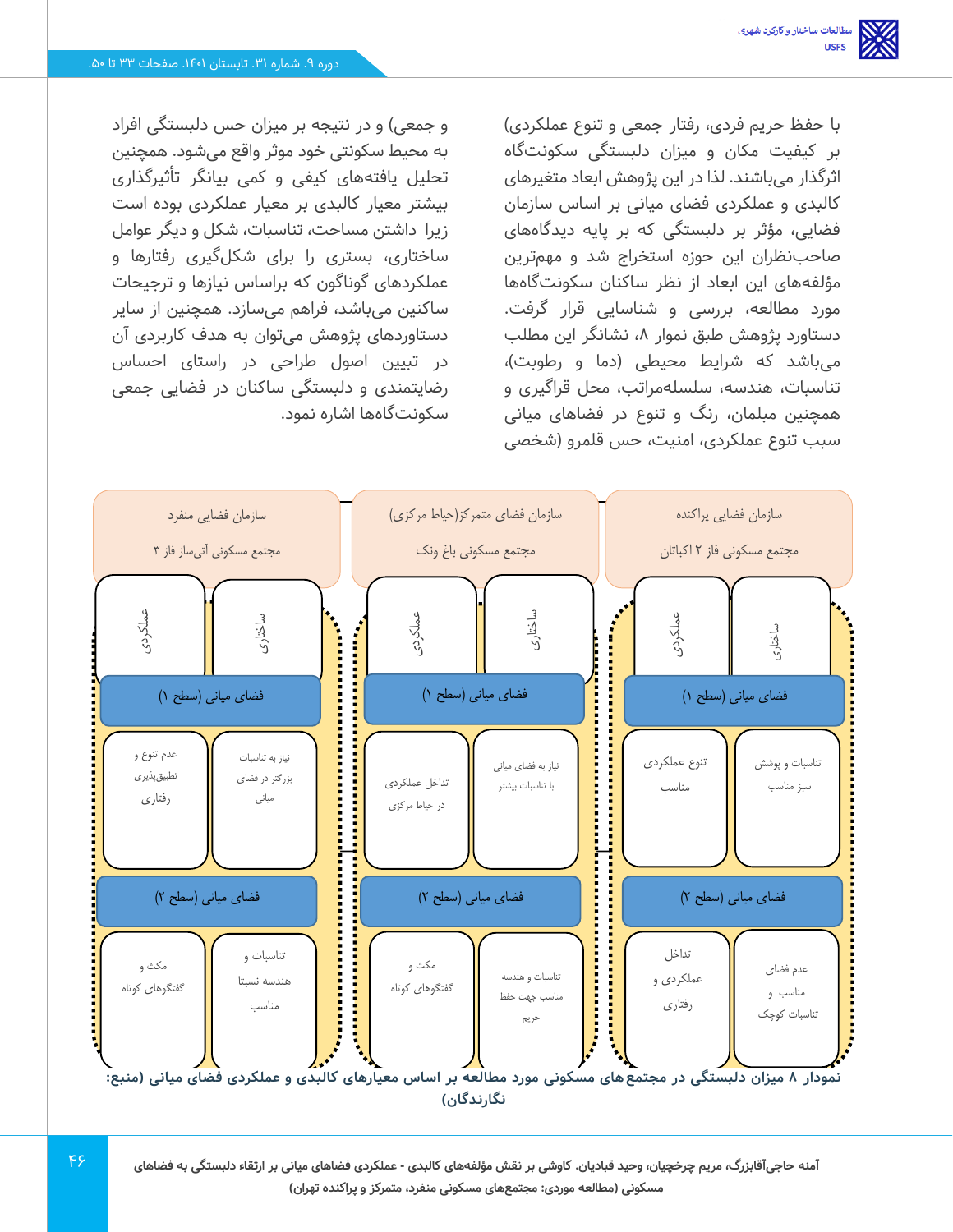با حفظ حریم فردی، رفتار جمعی و تنوع عملکردی) بر کیفیت مکان و میزان دلبستگی سکونت‌گاه اثرگذار می‌باشند. لذا در این پژوهش ابعاد متغیرهای کالبدی و عملکردی فضای میانی بر اساس سازمان فضایی، مؤثر بر دلبستگی که بر پایه دیدگاه‌های صاحب‌نظران این حوزه استخراج شد و مهم‌ترین مؤلفه‌های این ابعاد از نظر ساکنان سکونت‌گاه‌ها مورد مطالعه، بررسی و شناسایی قرار گرفت. دستاورد پژوهش طبق نموار ۸، نشانگر این مطلب می‌باشد که شرایط محیطی (دما و رطوبت)، تناسبات، هندسه، سلسله‌مراتب، محل قرارگیری و همچنین مبلمان، رنگ و تنوع در فضاهای میانی سبب تنوع عملکردی، امنیت، حس قلمرو (شخصی و جمعی) و در نتیجه بر میزان حس دلبستگی افراد به محیط سکونتی خود موثر واقع می‌شود. همچنین تحلیل یافته‌های کیفی و کمی بیانگر تأثیرگذاری بیشتر معیار کالبدی بر معیار عملکردی بوده است زیرا داشتن مساحت، تناسبات، شکل و دیگر عوامل ساختاری، بستری را برای شکل‌گیری رفتارها و عملکردهای گوناگون که براساس نیازها و ترجیحات ساکنین می‌باشد، فراهم می‌سازد. همچنین از سایر دستاوردهای پژوهش می‌توان به هدف کاربردی آن در تبیین اصول طراحی در راستای احساس رضایتمندی و دلبستگی ساکنان در فضایی جمعی سکونت‌گاه‌ها اشاره نمود.

سازمان فضایی پراکنده
مجتمع مسکونی فاز ۲ اکباتان
ساختاری
عملکردی
فضای میانی (سطح ۱)
تناسبات و پوشش سبز مناسب
تنوع عملکردی مناسب
فضای میانی (سطح ۲)
عدم فضای مناسب و تناسبات کوچک
تداخل عملکردی و رفتاری

سازمان فضای متمرکز(حیاط مرکزی)
مجتمع مسکونی باغ ونک
ساختاری
عملکردی
فضای میانی (سطح ۱)
نیاز به فضای میانی با تناسبات بیشتر
تداخل عملکردی در حیاط مرکزی
فضای میانی (سطح ۲)
تناسبات و هندسه مناسب جهت حفظ حریم
مکث و گفتگوهای کوتاه

سازمان فضایی منفرد
مجتمع مسکونی آتی‌ساز فاز ۳
ساختاری
عملکردی
فضای میانی (سطح ۱)
نیاز به تناسبات بزرگتر در فضای میانی
عدم تنوع و تطبیق‌پذیری رفتاری
فضای میانی (سطح ۲)
تناسبات و هندسه نسبتا مناسب
مکث و گفتگوهای کوتاه

**نمودار ۸ میزان دلبستگی در مجتمع‌های مسکونی مورد مطالعه بر اساس معیارهای کالبدی و عملکردی فضای میانی (منبع: نگارندگان)**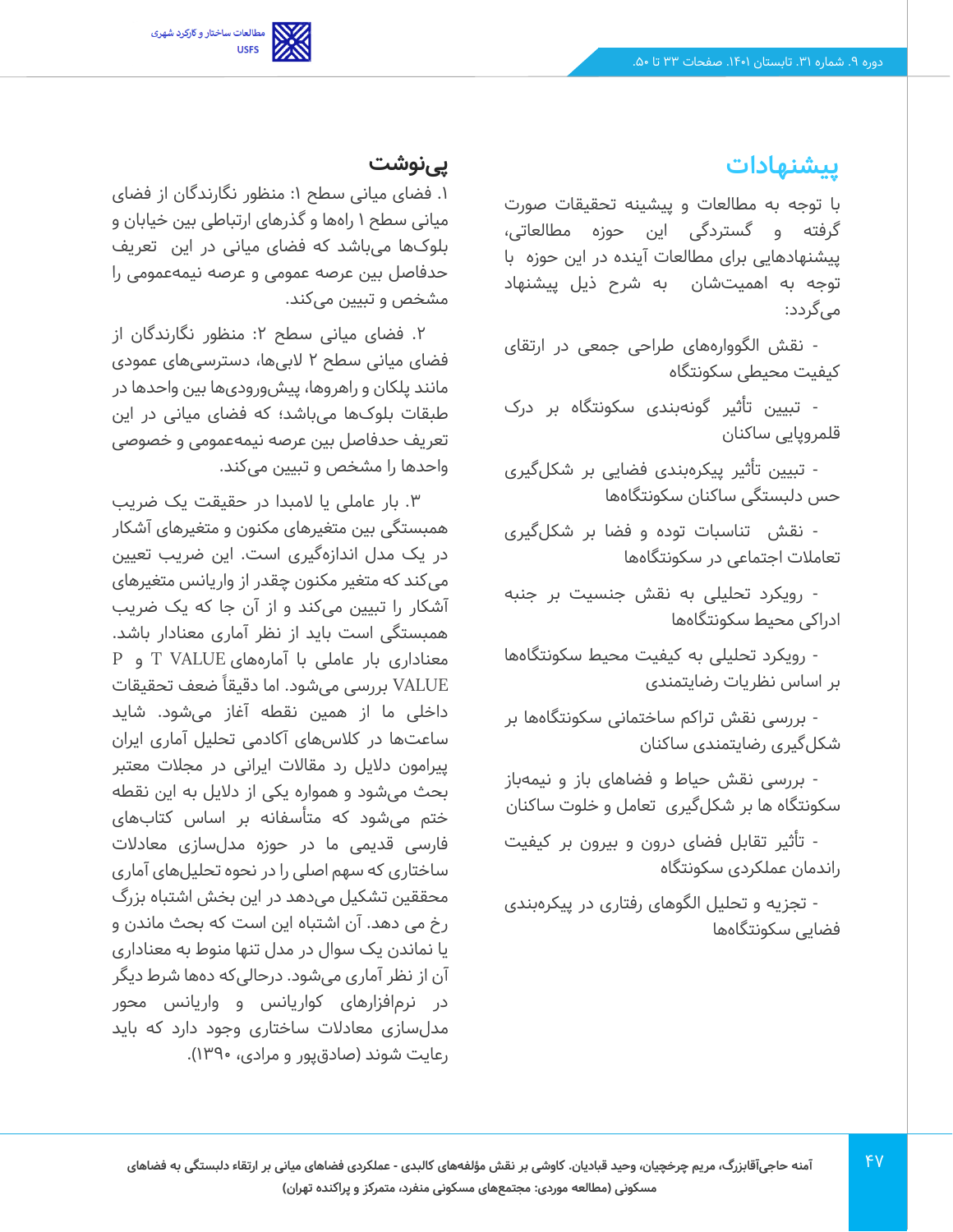## پیشنهادات

با توجه به مطالعات و پیشینه تحقیقات صورت گرفته و گستردگی این حوزه مطالعاتی، پیشنهادهایی برای مطالعات آینده در این حوزه با توجه به اهمیت‌شان به شرح ذیل پیشنهاد می‌گردد:

- نقش الگووارهای طراحی جمعی در ارتقای کیفیت محیطی سکونتگاه
- تبیین تأثیر گونه‌بندی سکونتگاه بر درک قلمروپایی ساکنان
- تبیین تأثیر پیکره‌بندی فضایی بر شکل‌گیری حس دلبستگی ساکنان سکونتگاه‌ها
- نقش تناسبات توده و فضا بر شکل‌گیری تعاملات اجتماعی در سکونتگاه‌ها
- رویکرد تحلیلی به نقش جنسیت بر جنبه ادراکی محیط سکونتگاه‌ها
- رویکرد تحلیلی به کیفیت محیط سکونتگاه‌ها بر اساس نظریات رضایتمندی
- بررسی نقش تراکم ساختمانی سکونتگاه‌ها بر شکل‌گیری رضایتمندی ساکنان
- بررسی نقش حیاط و فضاهای باز و نیمه‌باز سکونتگاه ها بر شکل‌گیری تعامل و خلوت ساکنان
- تأثیر تقابل فضای درون و بیرون بر کیفیت راندمان عملکردی سکونتگاه
- تجزیه و تحلیل الگوهای رفتاری در پیکره‌بندی فضایی سکونتگاه‌ها

## پی‌نوشت

۱. فضای میانی سطح ۱: منظور نگارندگان از فضای میانی سطح ۱ راه‌ها و گذرهای ارتباطی بین خیابان و بلوک‌ها می‌باشد که فضای میانی در این تعریف حدفاصل بین عرصه عمومی و عرصه نیمه‌عمومی را مشخص و تبیین می‌کند.

۲. فضای میانی سطح ۲: منظور نگارندگان از فضای میانی سطح ۲ لابی‌ها، دسترسی‌های عمودی مانند پلکان و راهروها، پیش‌ورودی‌ها بین واحدها در طبقات بلوک‌ها می‌باشد؛ که فضای میانی در این تعریف حدفاصل بین عرصه نیمه‌عمومی و خصوصی واحدها را مشخص و تبیین می‌کند.

۳. بار عاملی یا لامبدا در حقیقت یک ضریب همبستگی بین متغیرهای مکنون و متغیرهای آشکار در یک مدل اندازه‌گیری است. این ضریب تعیین می‌کند که متغیر مکنون چقدر از واریانس متغیرهای آشکار را تبیین می‌کند و از آن جا که یک ضریب همبستگی است باید از نظر آماری معنادار باشد. معناداری بار عاملی با آماره‌های T VALUE و P VALUE بررسی می‌شود. اما دقیقاً ضعف تحقیقات داخلی ما از همین نقطه آغاز می‌شود. شاید ساعت‌ها در کلاس‌های آکادمی تحلیل آماری ایران پیرامون دلایل رد مقالات ایرانی در مجلات معتبر بحث می‌شود و همواره یکی از دلایل به این نقطه ختم می‌شود که متأسفانه بر اساس کتاب‌های فارسی قدیمی ما در حوزه مدل‌سازی معادلات ساختاری که سهم اصلی را در نحوه تحلیل‌های آماری محققین تشکیل می‌دهد در این بخش اشتباه بزرگ رخ می دهد. آن اشتباه این است که بحث ماندن و یا نماندن یک سوال در مدل تنها منوط به معناداری آن از نظر آماری می‌شود. درحالی‌که ده‌ها شرط دیگر در نرم‌افزارهای کواریانس و واریانس محور مدل‌سازی معادلات ساختاری وجود دارد که باید رعایت شوند (صادق‌پور و مرادی، ۱۳۹۰).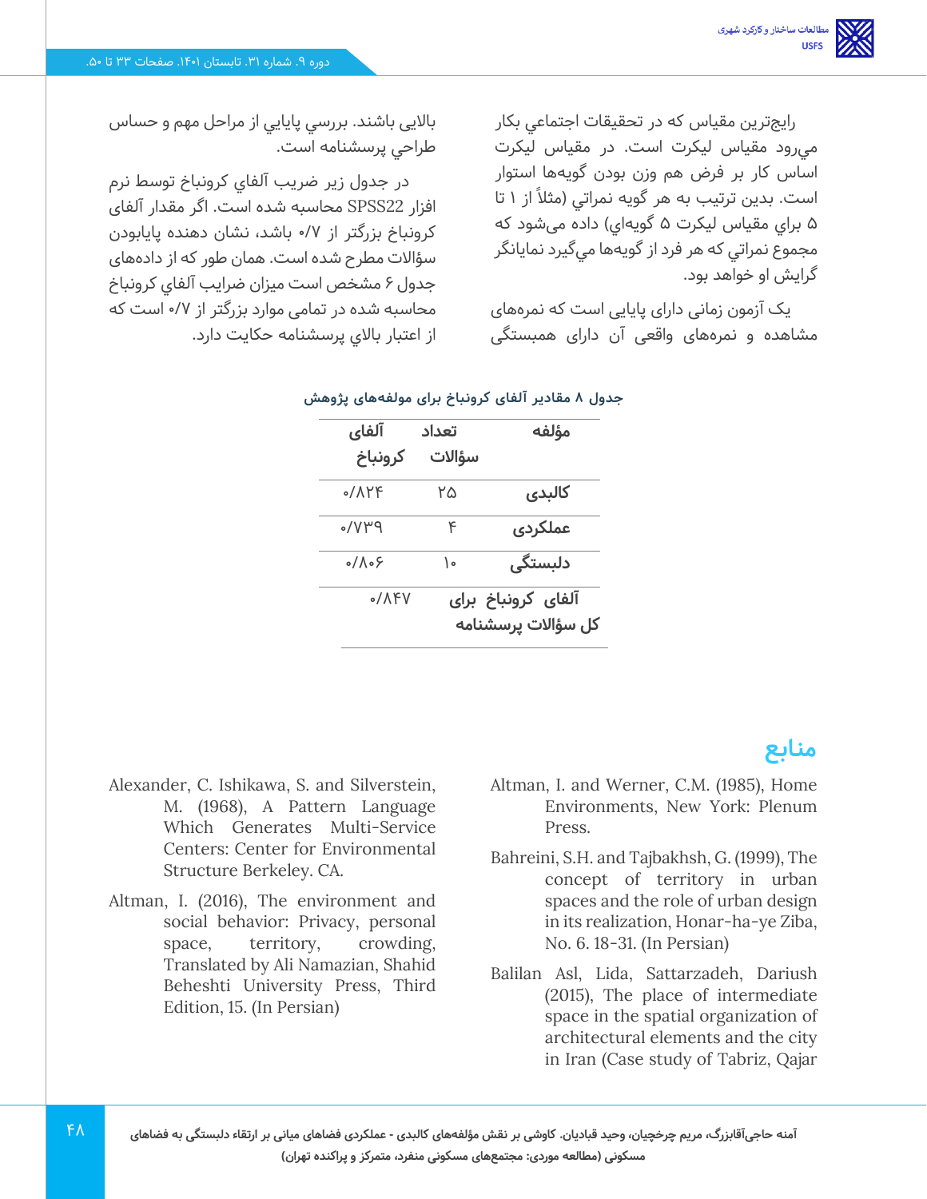رایج‌ترین مقیاس که در تحقیقات اجتماعي بکار مي‌رود مقیاس لیکرت است. در مقیاس لیکرت اساس کار بر فرض هم وزن بودن گویه‌ها استوار است. بدین ترتیب به هر گویه نمراتي (مثلاً از ۱ تا ۵ براي مقیاس لیکرت ۵ گویه‌اي) داده می‌شود که مجموع نمراتي که هر فرد از گویه‌ها مي‌گیرد نمایانگر گرایش او خواهد بود.

یک آزمون زمانی دارای پایایی است که نمره‌های مشاهده و نمره‌های واقعی آن دارای همبستگی بالایي باشند. بررسي پایایي از مراحل مهم و حساس طراحي پرسشنامه است.

در جدول زیر ضریب آلفاي کرونباخ توسط نرم افزار SPSS22 محاسبه شده است. اگر مقدار آلفاي کرونباخ بزرگتر از ۰/۷ باشد، نشان دهنده پایابودن سؤالات مطرح شده است. همان طور که از داده‌های جدول ۶ مشخص است میزان ضرایب آلفاي کرونباخ محاسبه شده در تمامی موارد بزرگتر از ۰/۷ است که از اعتبار بالاي پرسشنامه حکایت دارد.

**جدول ۸ مقادیر آلفای کرونباخ برای مولفه‌های پژوهش**

| مؤلفه | تعداد سؤالات | آلفای کرونباخ |
|---|---|---|
| **کالبدی** | ۲۵ | ۰/۸۲۴ |
| **عملکردی** | ۴ | ۰/۷۳۹ |
| **دلبستگی** | ۱۰ | ۰/۸۰۶ |
| **آلفای کرونباخ برای کل سؤالات پرسشنامه** | | ۰/۸۴۷ |

## منابع

Altman, I. and Werner, C.M. (1985), Home Environments, New York: Plenum Press.

Bahreini, S.H. and Tajbakhsh, G. (1999), The concept of territory in urban spaces and the role of urban design in its realization, Honar-ha-ye Ziba, No. 6. 18-31. (In Persian)

Balilan Asl, Lida, Sattarzadeh, Dariush (2015), The place of intermediate space in the spatial organization of architectural elements and the city in Iran (Case study of Tabriz, Qajar

Alexander, C. Ishikawa, S. and Silverstein, M. (1968), A Pattern Language Which Generates Multi-Service Centers: Center for Environmental Structure Berkeley. CA.

Altman, I. (2016), The environment and social behavior: Privacy, personal space, territory, crowding, Translated by Ali Namazian, Shahid Beheshti University Press, Third Edition, 15. (In Persian)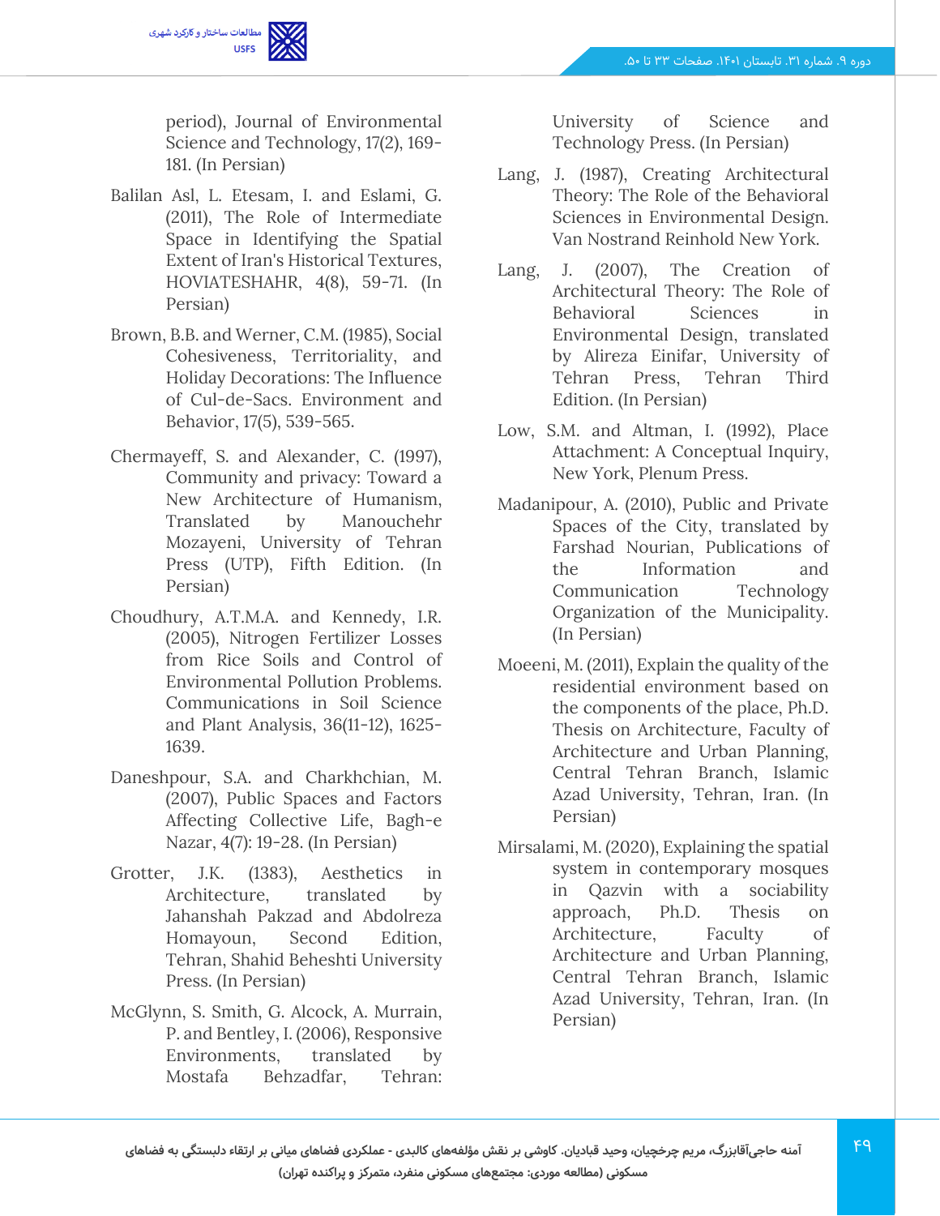period), Journal of Environmental Science and Technology, 17(2), 169-181. (In Persian)

Balilan Asl, L. Etesam, I. and Eslami, G. (2011), The Role of Intermediate Space in Identifying the Spatial Extent of Iran's Historical Textures, HOVIATESHAHR, 4(8), 59-71. (In Persian)

Brown, B.B. and Werner, C.M. (1985), Social Cohesiveness, Territoriality, and Holiday Decorations: The Influence of Cul-de-Sacs. Environment and Behavior, 17(5), 539-565.

Chermayeff, S. and Alexander, C. (1997), Community and privacy: Toward a New Architecture of Humanism, Translated by Manouchehr Mozayeni, University of Tehran Press (UTP), Fifth Edition. (In Persian)

Choudhury, A.T.M.A. and Kennedy, I.R. (2005), Nitrogen Fertilizer Losses from Rice Soils and Control of Environmental Pollution Problems. Communications in Soil Science and Plant Analysis, 36(11-12), 1625-1639.

Daneshpour, S.A. and Charkhchian, M. (2007), Public Spaces and Factors Affecting Collective Life, Bagh-e Nazar, 4(7): 19-28. (In Persian)

Grotter, J.K. (1383), Aesthetics in Architecture, translated by Jahanshah Pakzad and Abdolreza Homayoun, Second Edition, Tehran, Shahid Beheshti University Press. (In Persian)

McGlynn, S. Smith, G. Alcock, A. Murrain, P. and Bentley, I. (2006), Responsive Environments, translated by Mostafa Behzadfar, Tehran: University of Science and Technology Press. (In Persian)

Lang, J. (1987), Creating Architectural Theory: The Role of the Behavioral Sciences in Environmental Design. Van Nostrand Reinhold New York.

Lang, J. (2007), The Creation of Architectural Theory: The Role of Behavioral Sciences in Environmental Design, translated by Alireza Einifar, University of Tehran Press, Tehran Third Edition. (In Persian)

Low, S.M. and Altman, I. (1992), Place Attachment: A Conceptual Inquiry, New York, Plenum Press.

Madanipour, A. (2010), Public and Private Spaces of the City, translated by Farshad Nourian, Publications of the Information and Communication Technology Organization of the Municipality. (In Persian)

Moeeni, M. (2011), Explain the quality of the residential environment based on the components of the place, Ph.D. Thesis on Architecture, Faculty of Architecture and Urban Planning, Central Tehran Branch, Islamic Azad University, Tehran, Iran. (In Persian)

Mirsalami, M. (2020), Explaining the spatial system in contemporary mosques in Qazvin with a sociability approach, Ph.D. Thesis on Architecture, Faculty of Architecture and Urban Planning, Central Tehran Branch, Islamic Azad University, Tehran, Iran. (In Persian)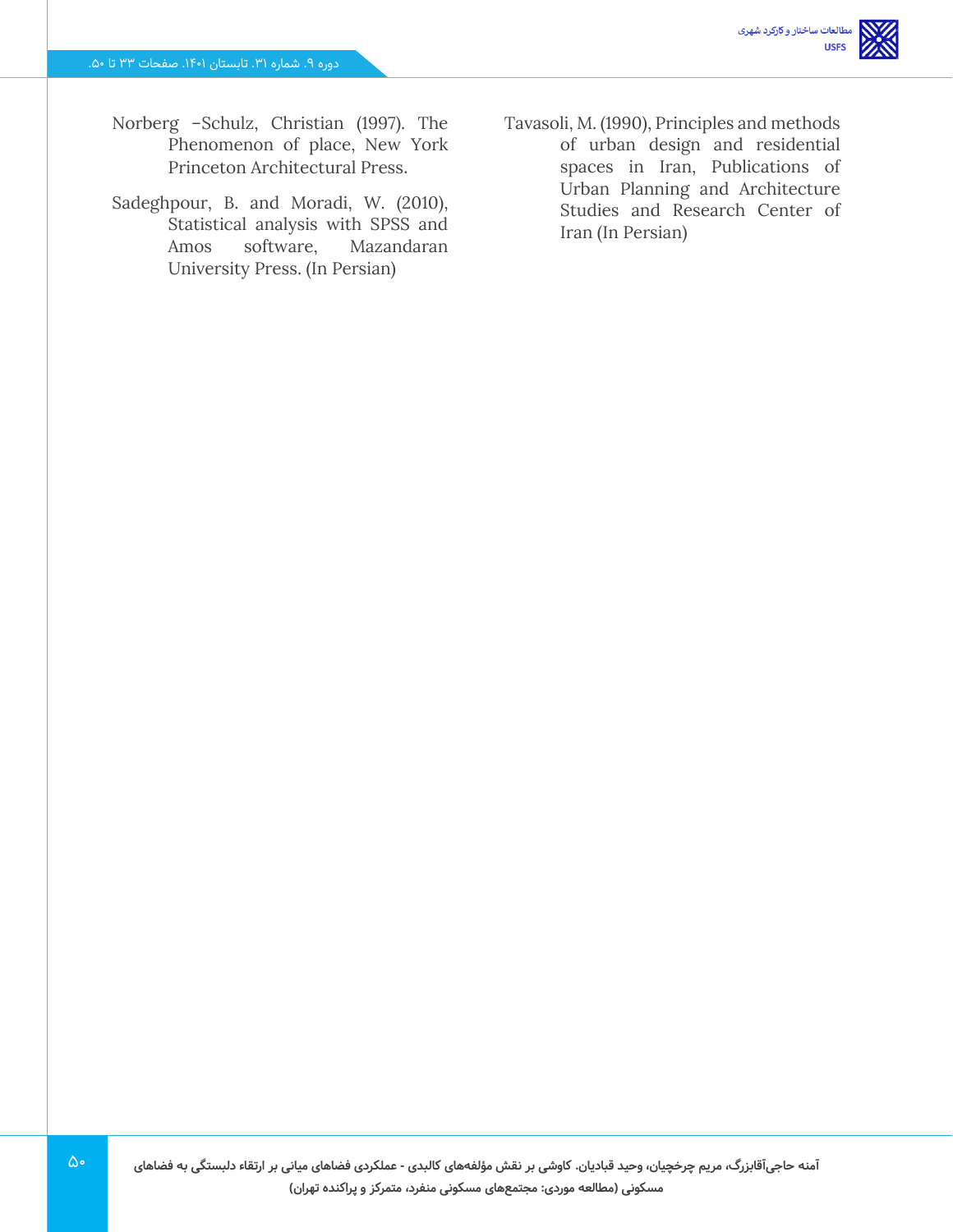Norberg –Schulz, Christian (1997). The Phenomenon of place, New York Princeton Architectural Press.

Sadeghpour, B. and Moradi, W. (2010), Statistical analysis with SPSS and Amos software, Mazandaran University Press. (In Persian)

Tavasoli, M. (1990), Principles and methods of urban design and residential spaces in Iran, Publications of Urban Planning and Architecture Studies and Research Center of Iran (In Persian)